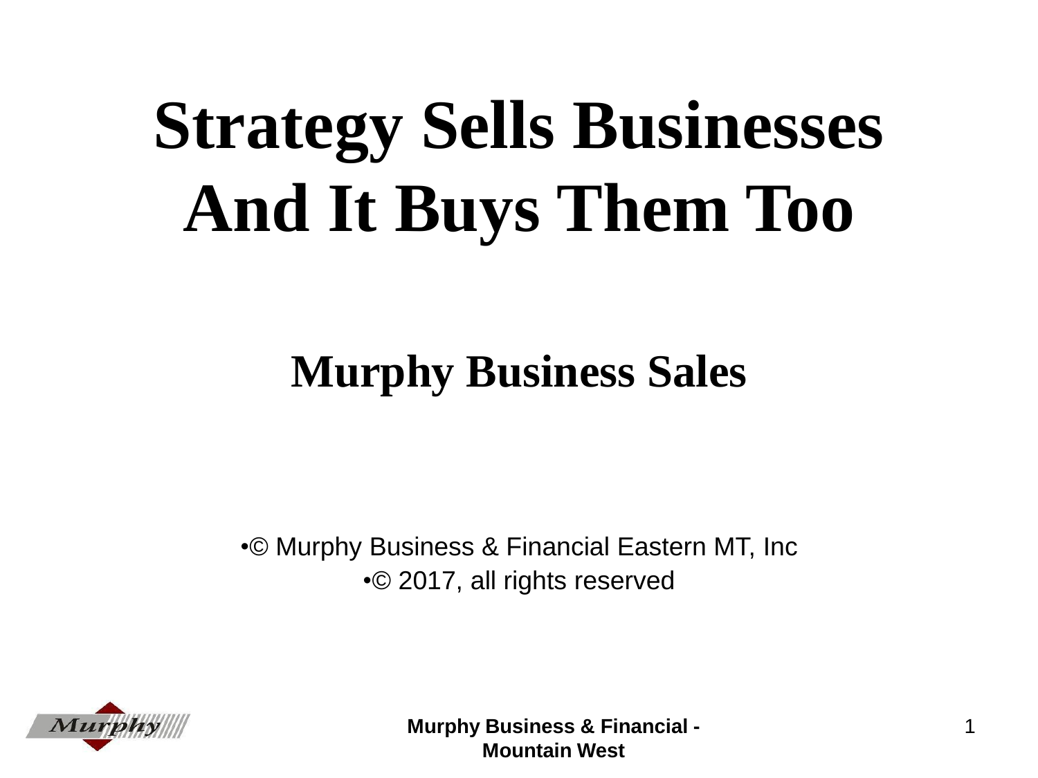# Strategy Sells Businesses And It Buys Them Too

## Murphy Business Sales

•© Murphy Business & Financial Eastern MT, Inc

•© 2017, all rights reserved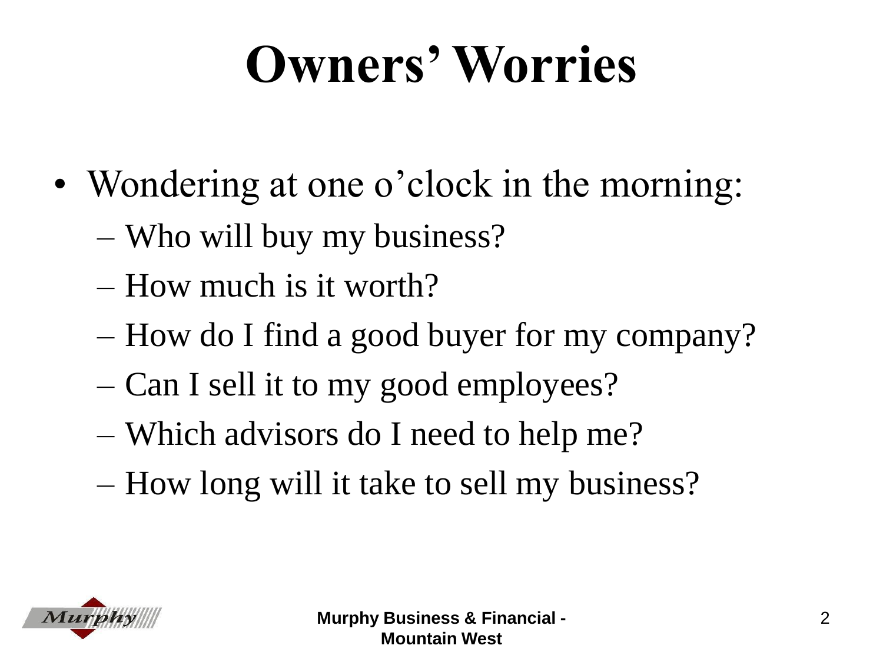# Owners' Worries

- Wondering at one o'clock in the morning:
  - Who will buy my business?
  - How much is it worth?
  - How do I find a good buyer for my company?
  - Can I sell it to my good employees?
  - Which advisors do I need to help me?
  - How long will it take to sell my business?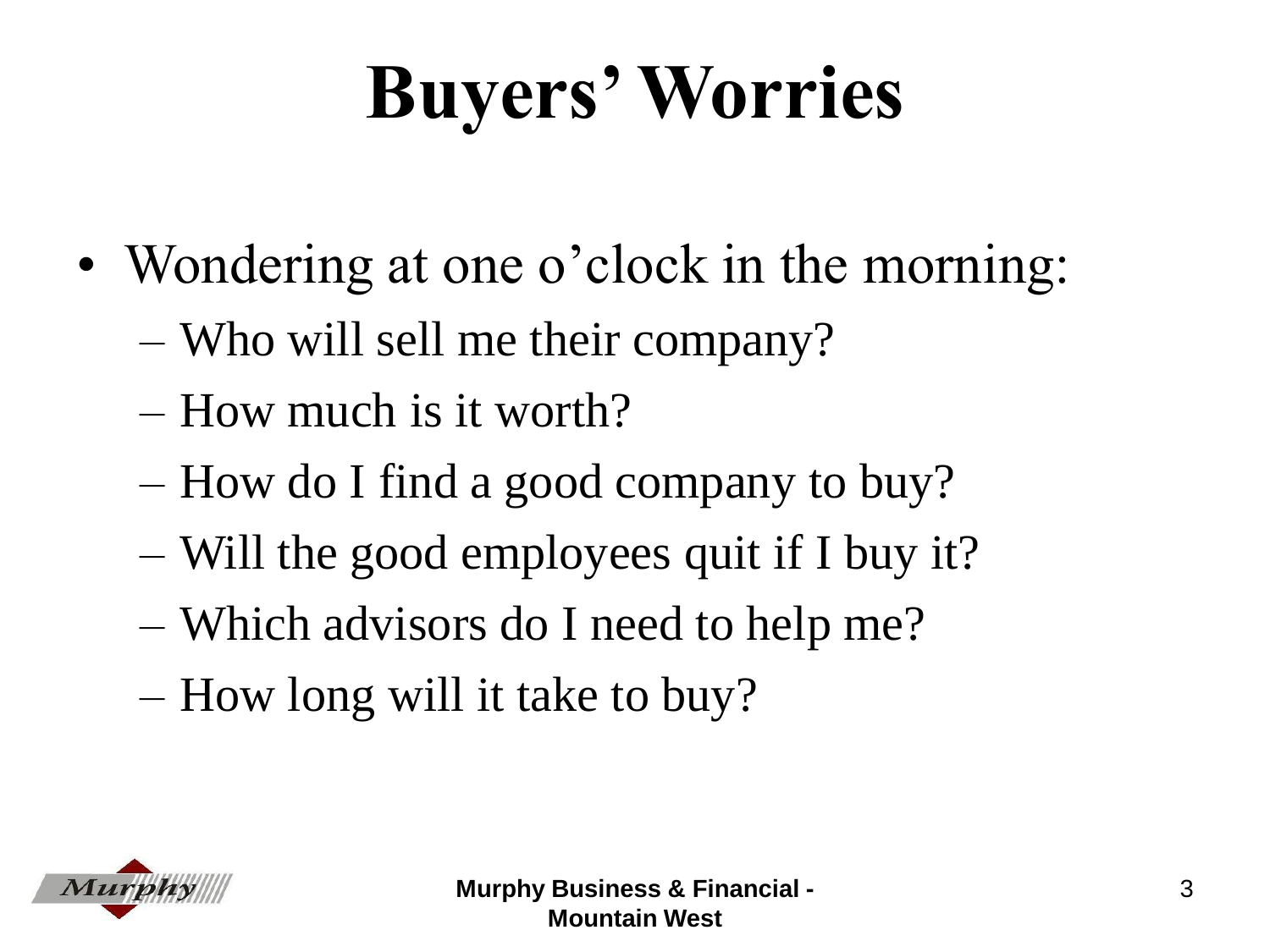# Buyers' Worries

- Wondering at one o'clock in the morning:
  - Who will sell me their company?
  - How much is it worth?
  - How do I find a good company to buy?
  - Will the good employees quit if I buy it?
  - Which advisors do I need to help me?
  - How long will it take to buy?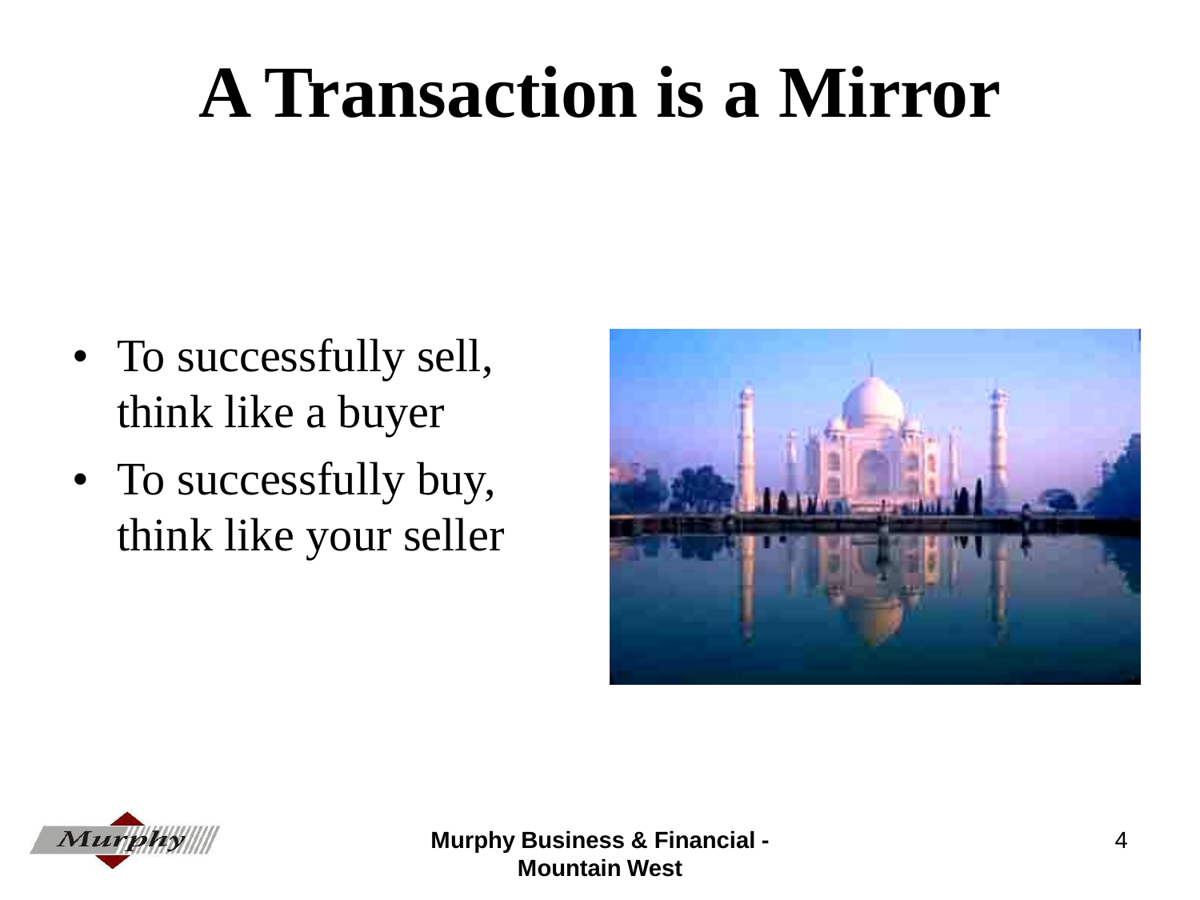# A Transaction is a Mirror

- To successfully sell, think like a buyer
- To successfully buy, think like your seller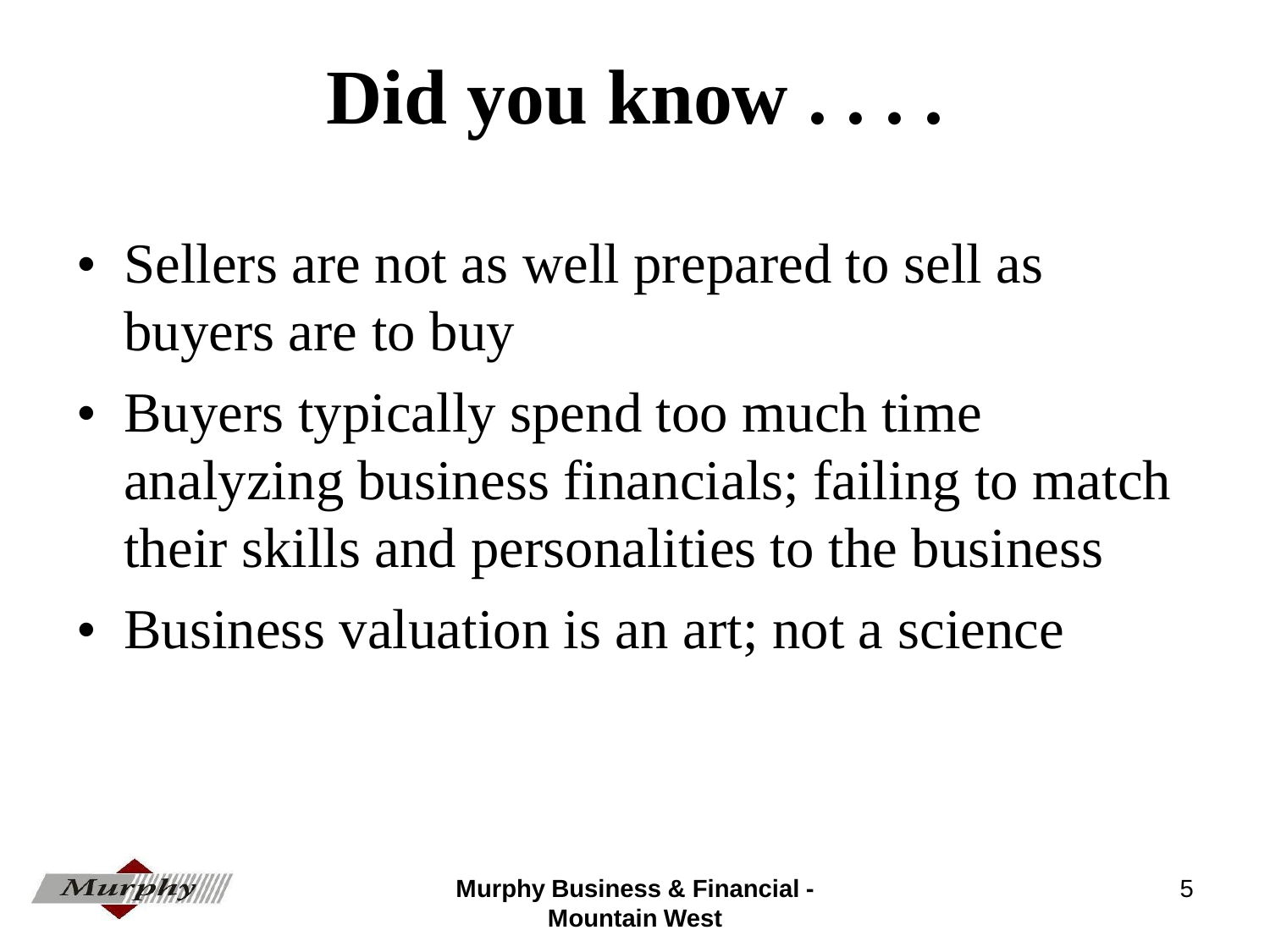# Did you know . . . .

- Sellers are not as well prepared to sell as buyers are to buy
- Buyers typically spend too much time analyzing business financials; failing to match their skills and personalities to the business
- Business valuation is an art; not a science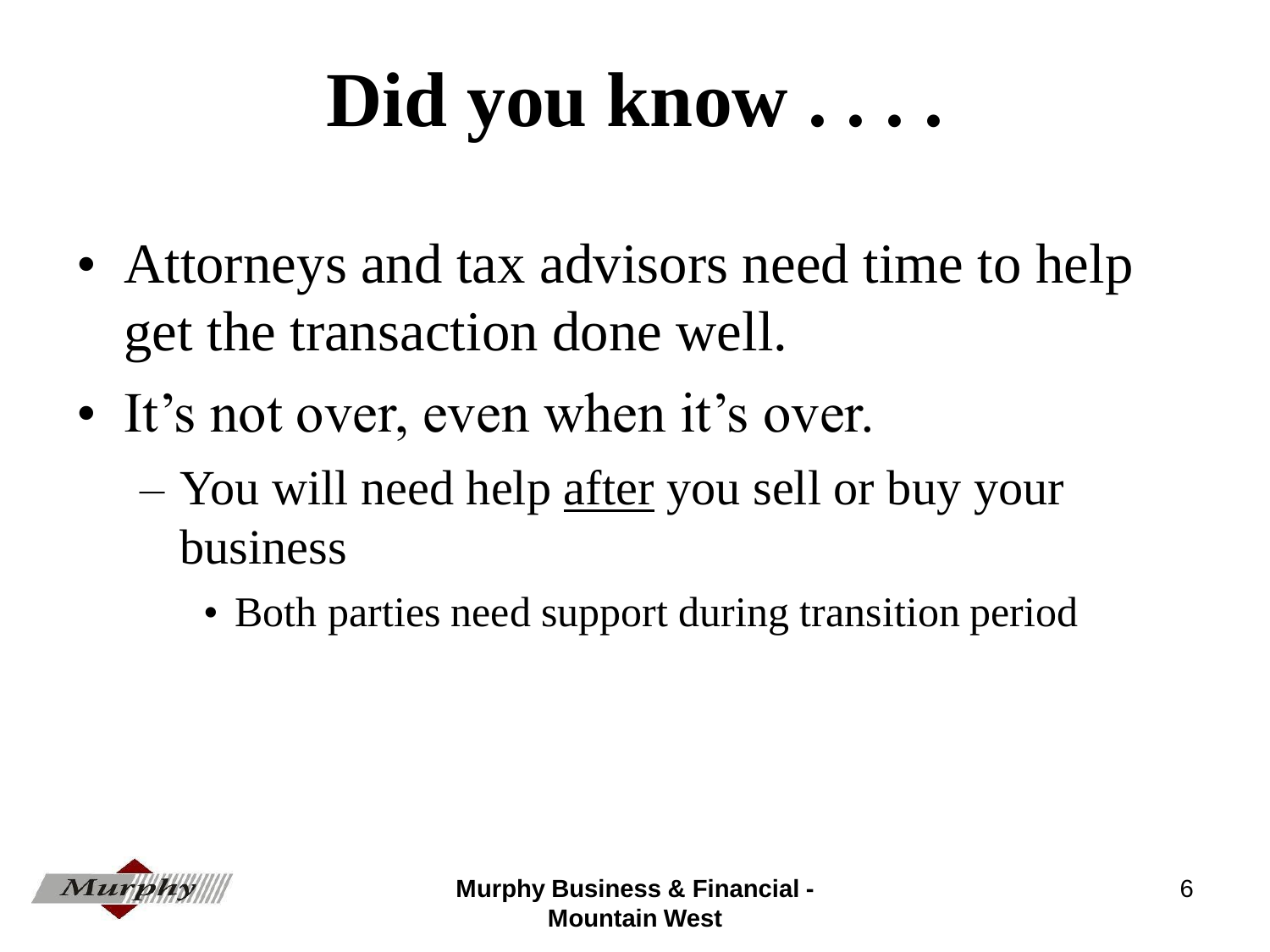# Did you know . . . .

- Attorneys and tax advisors need time to help get the transaction done well.
- It's not over, even when it's over.
  - You will need help <u>after</u> you sell or buy your business
    - Both parties need support during transition period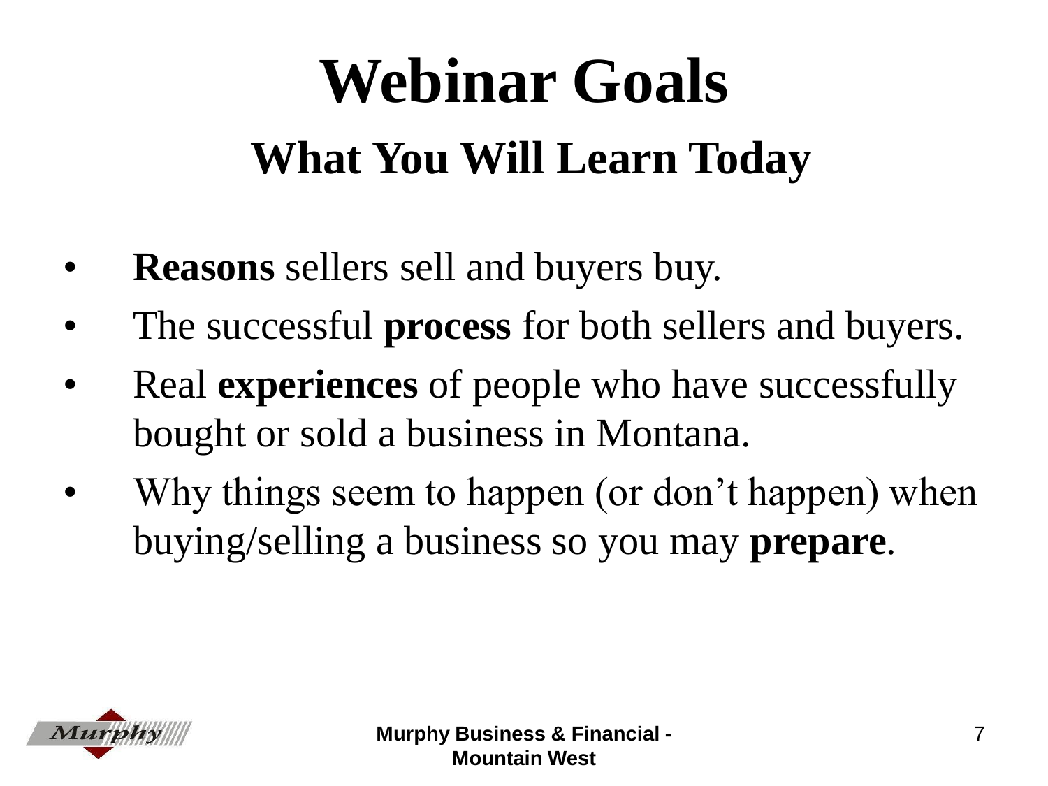# Webinar Goals

## What You Will Learn Today

- **Reasons** sellers sell and buyers buy.
- The successful **process** for both sellers and buyers.
- Real **experiences** of people who have successfully bought or sold a business in Montana.
- Why things seem to happen (or don't happen) when buying/selling a business so you may **prepare**.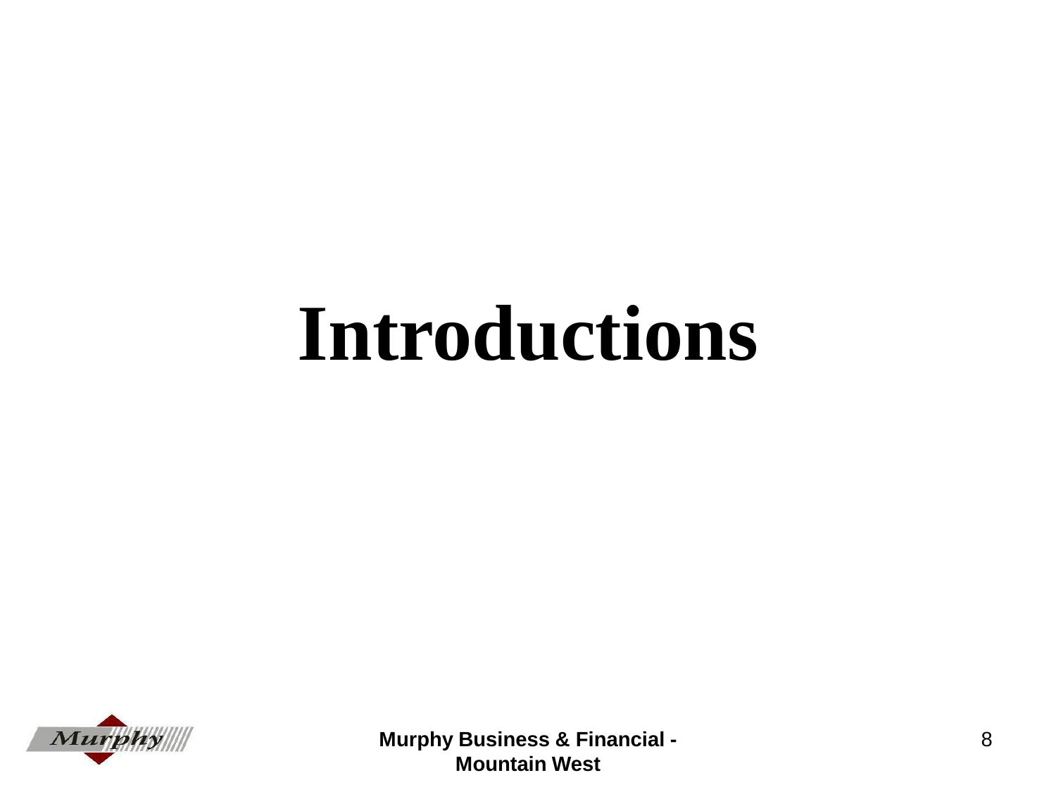# Introductions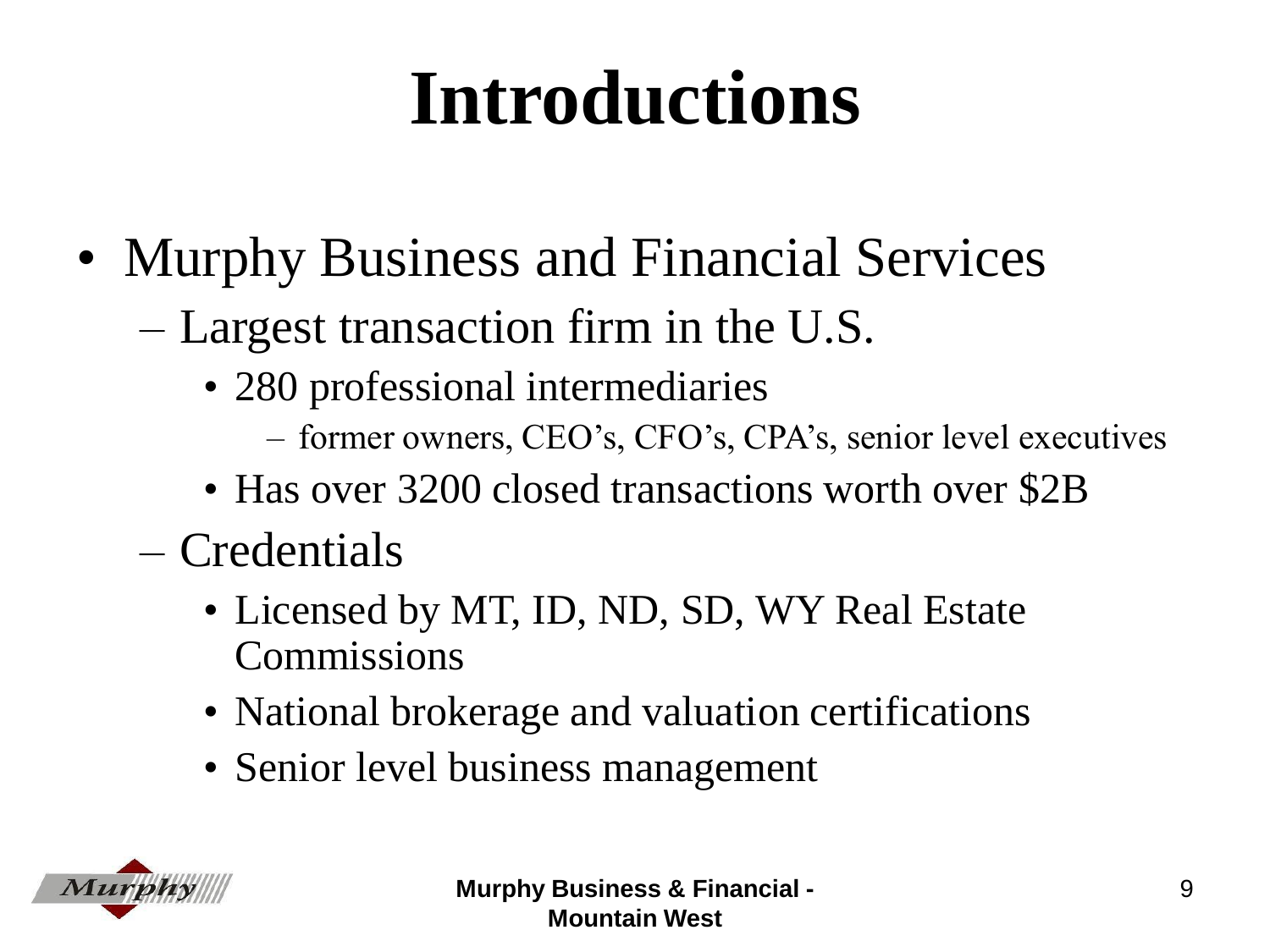# Introductions

- Murphy Business and Financial Services
  - Largest transaction firm in the U.S.
    - 280 professional intermediaries
      - former owners, CEO's, CFO's, CPA's, senior level executives
    - Has over 3200 closed transactions worth over $2B
  - Credentials
    - Licensed by MT, ID, ND, SD, WY Real Estate Commissions
    - National brokerage and valuation certifications
    - Senior level business management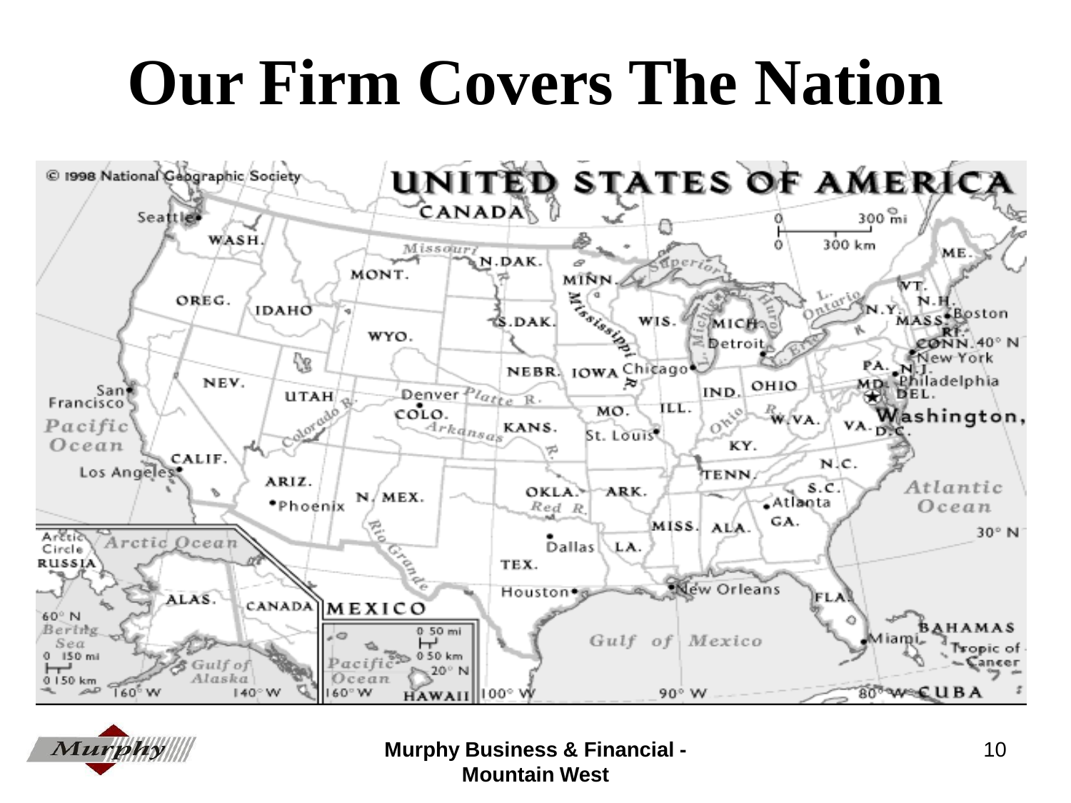# Our Firm Covers The Nation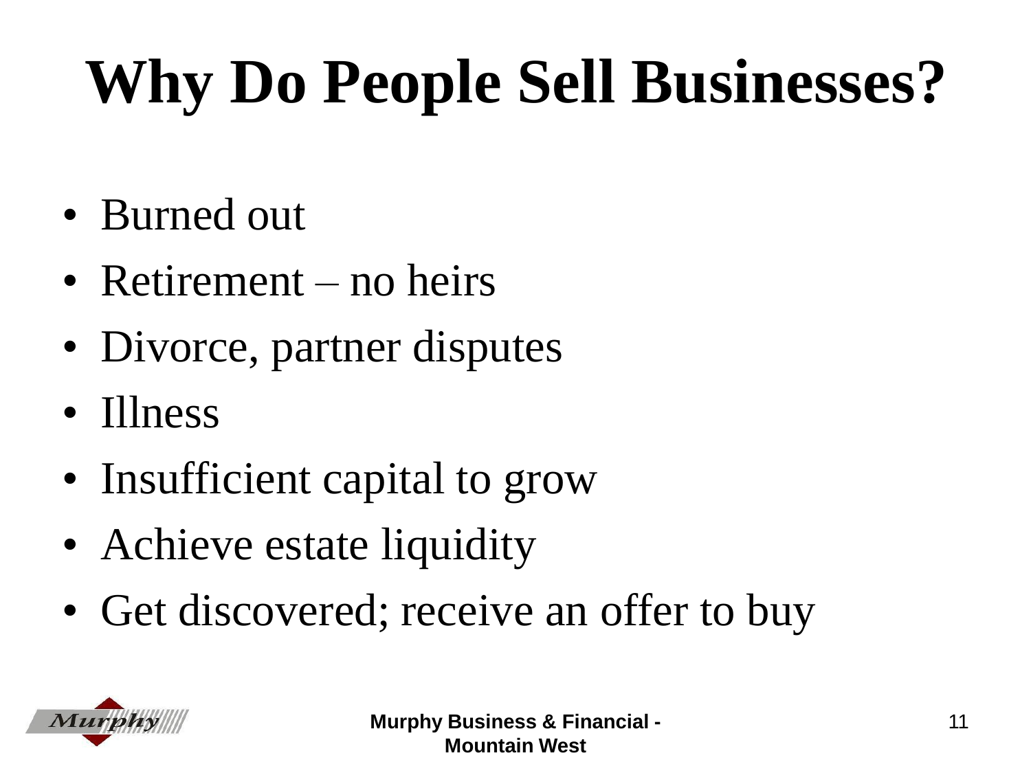# Why Do People Sell Businesses?

- Burned out
- Retirement – no heirs
- Divorce, partner disputes
- Illness
- Insufficient capital to grow
- Achieve estate liquidity
- Get discovered; receive an offer to buy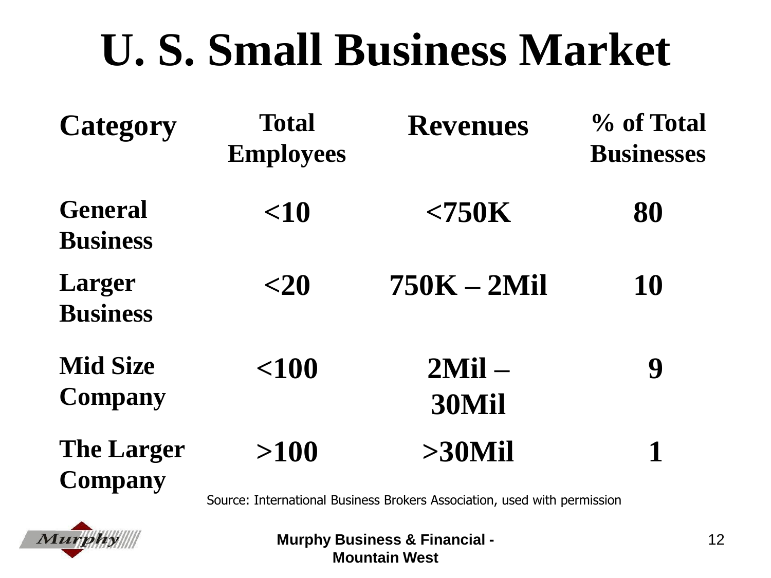# U. S. Small Business Market

| Category | Total Employees | Revenues | % of Total Businesses |
|---|---|---|---|
| General Business | <10 | <750K | 80 |
| Larger Business | <20 | 750K – 2Mil | 10 |
| Mid Size Company | <100 | 2Mil – 30Mil | 9 |
| The Larger Company | >100 | >30Mil | 1 |

Source: International Business Brokers Association, used with permission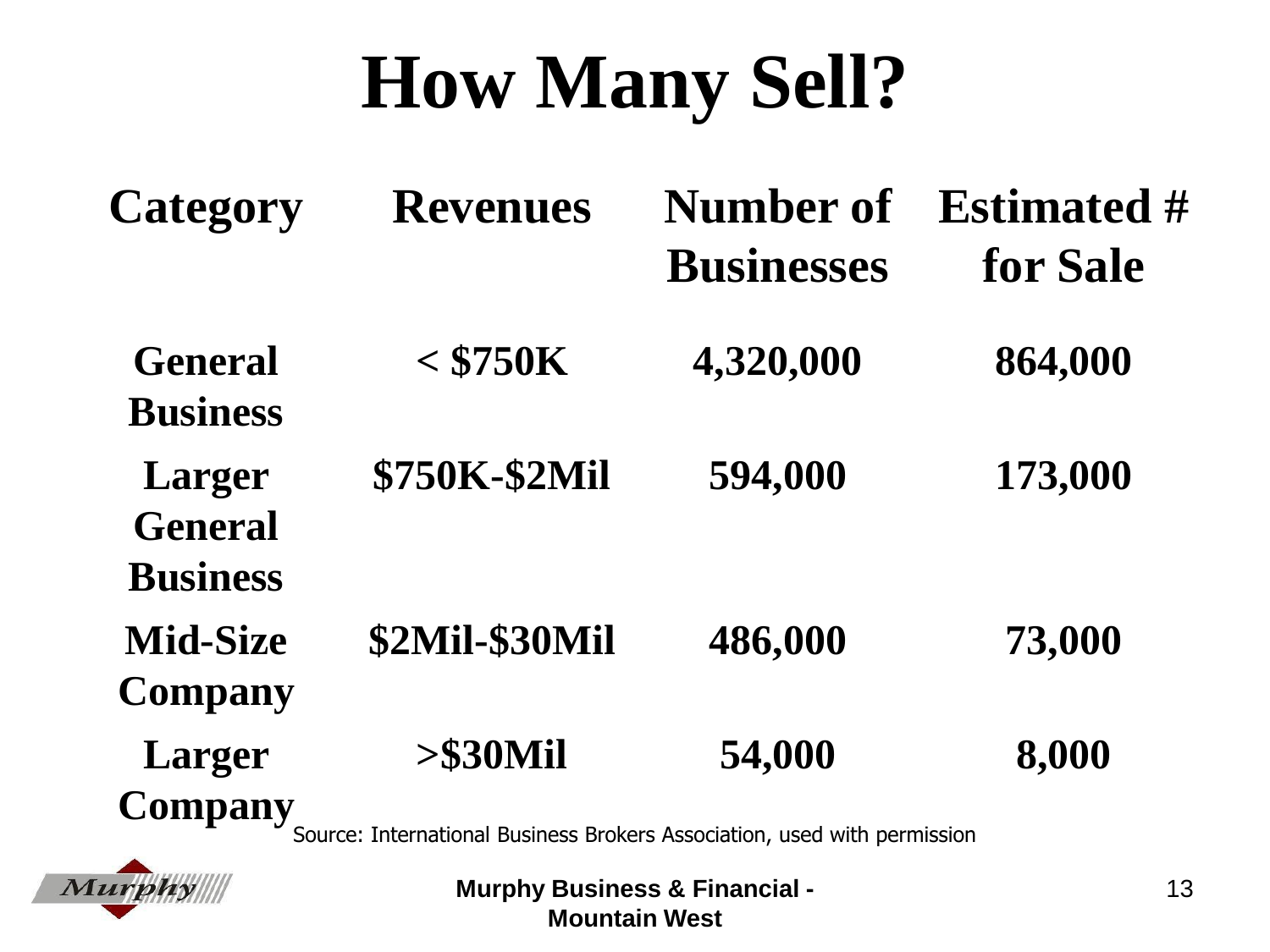# How Many Sell?

| Category | Revenues | Number of Businesses | Estimated # for Sale |
|---|---|---|---|
| General Business | < $750K | 4,320,000 | 864,000 |
| Larger General Business | $750K-$2Mil | 594,000 | 173,000 |
| Mid-Size Company | $2Mil-$30Mil | 486,000 | 73,000 |
| Larger Company | >$30Mil | 54,000 | 8,000 |

Source: International Business Brokers Association, used with permission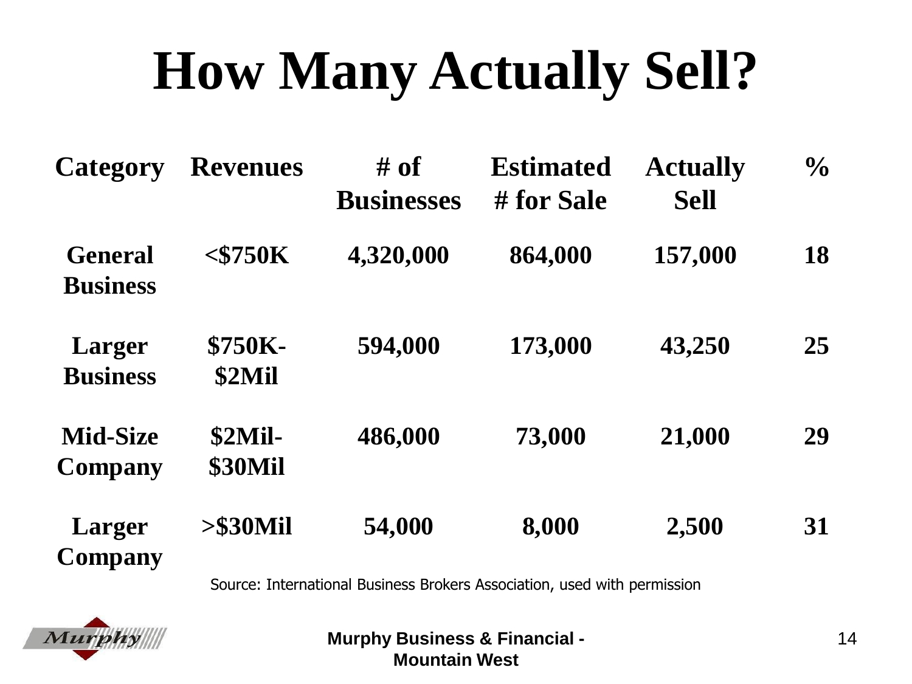# How Many Actually Sell?

| Category | Revenues | # of Businesses | Estimated # for Sale | Actually Sell | % |
|---|---|---|---|---|---|
| General Business | <$750K | 4,320,000 | 864,000 | 157,000 | 18 |
| Larger Business | $750K-$2Mil | 594,000 | 173,000 | 43,250 | 25 |
| Mid-Size Company | $2Mil-$30Mil | 486,000 | 73,000 | 21,000 | 29 |
| Larger Company | >$30Mil | 54,000 | 8,000 | 2,500 | 31 |

Source: International Business Brokers Association, used with permission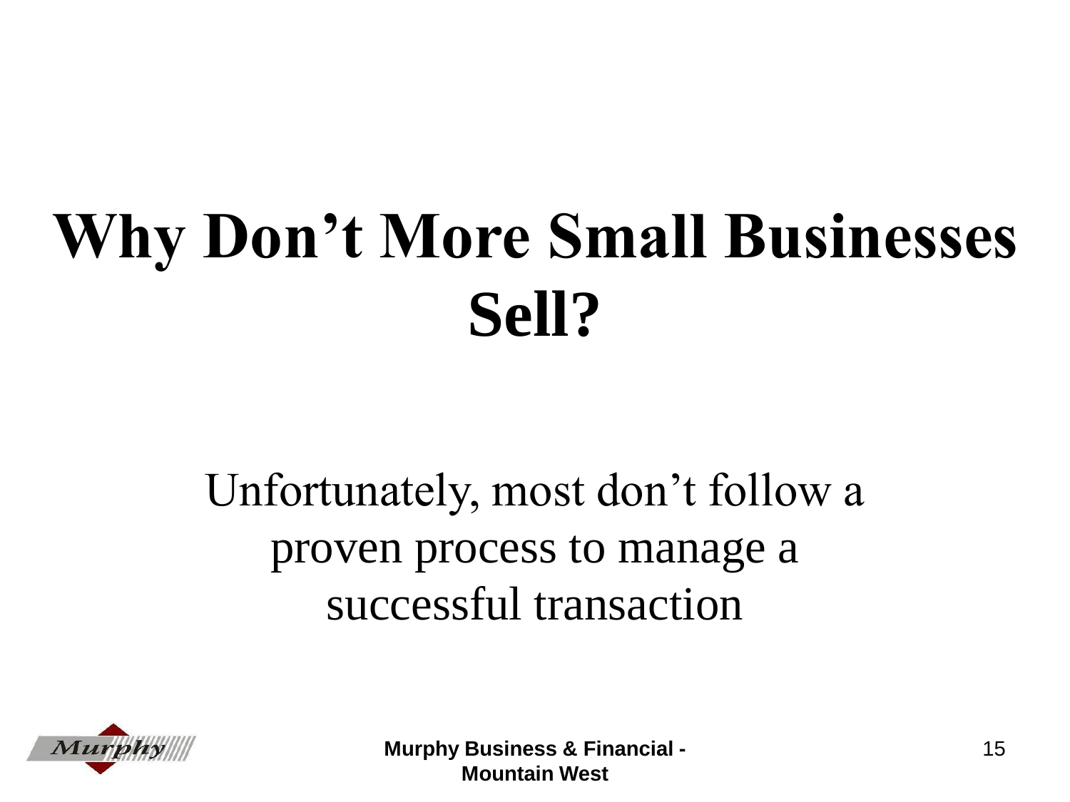# Why Don't More Small Businesses Sell?

Unfortunately, most don't follow a proven process to manage a successful transaction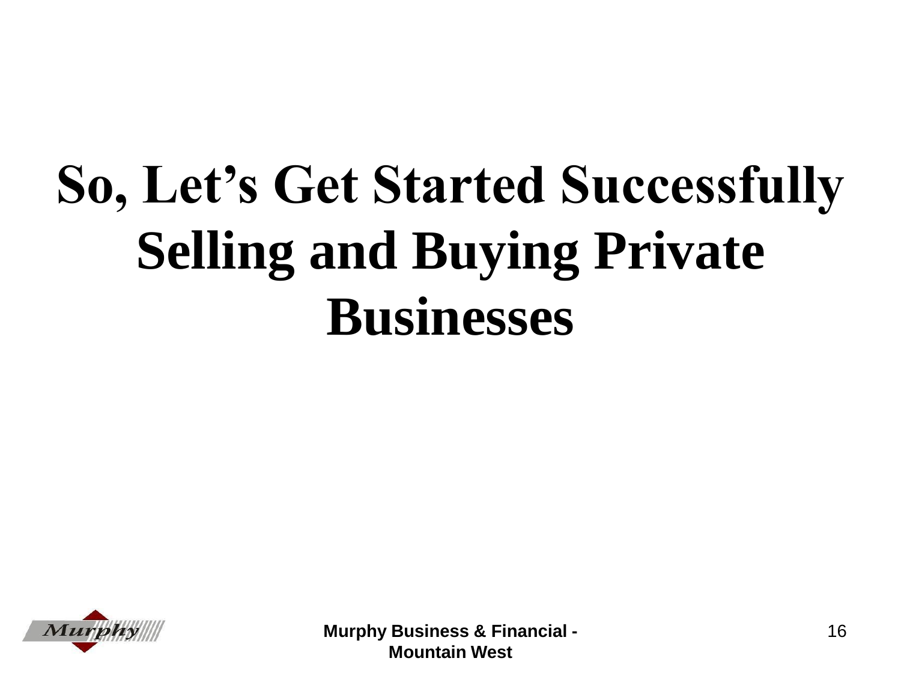# So, Let's Get Started Successfully Selling and Buying Private Businesses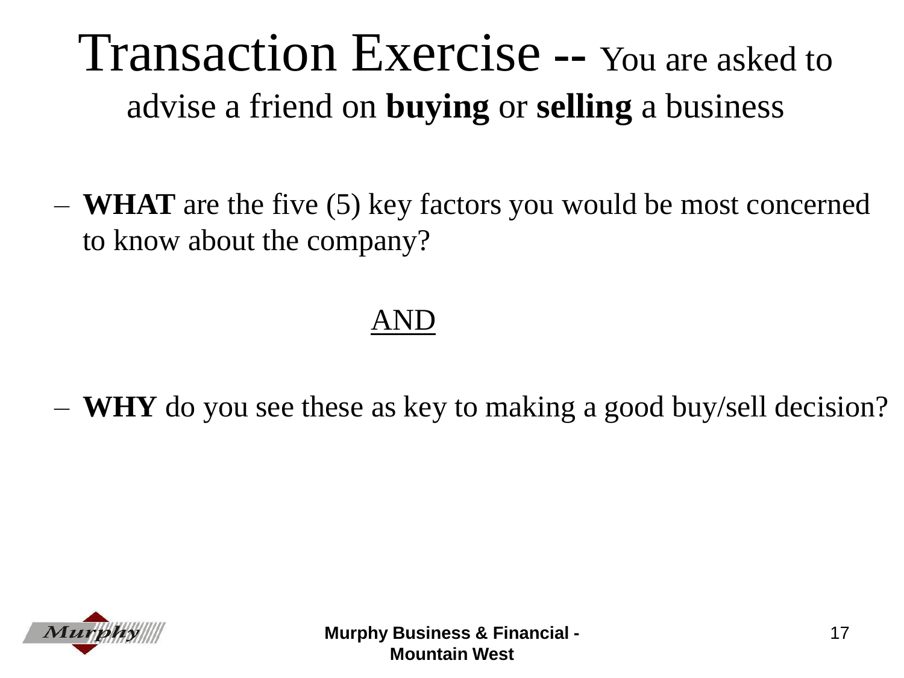# Transaction Exercise -- You are asked to advise a friend on **buying** or **selling** a business

- **WHAT** are the five (5) key factors you would be most concerned to know about the company?

<u>AND</u>

- **WHY** do you see these as key to making a good buy/sell decision?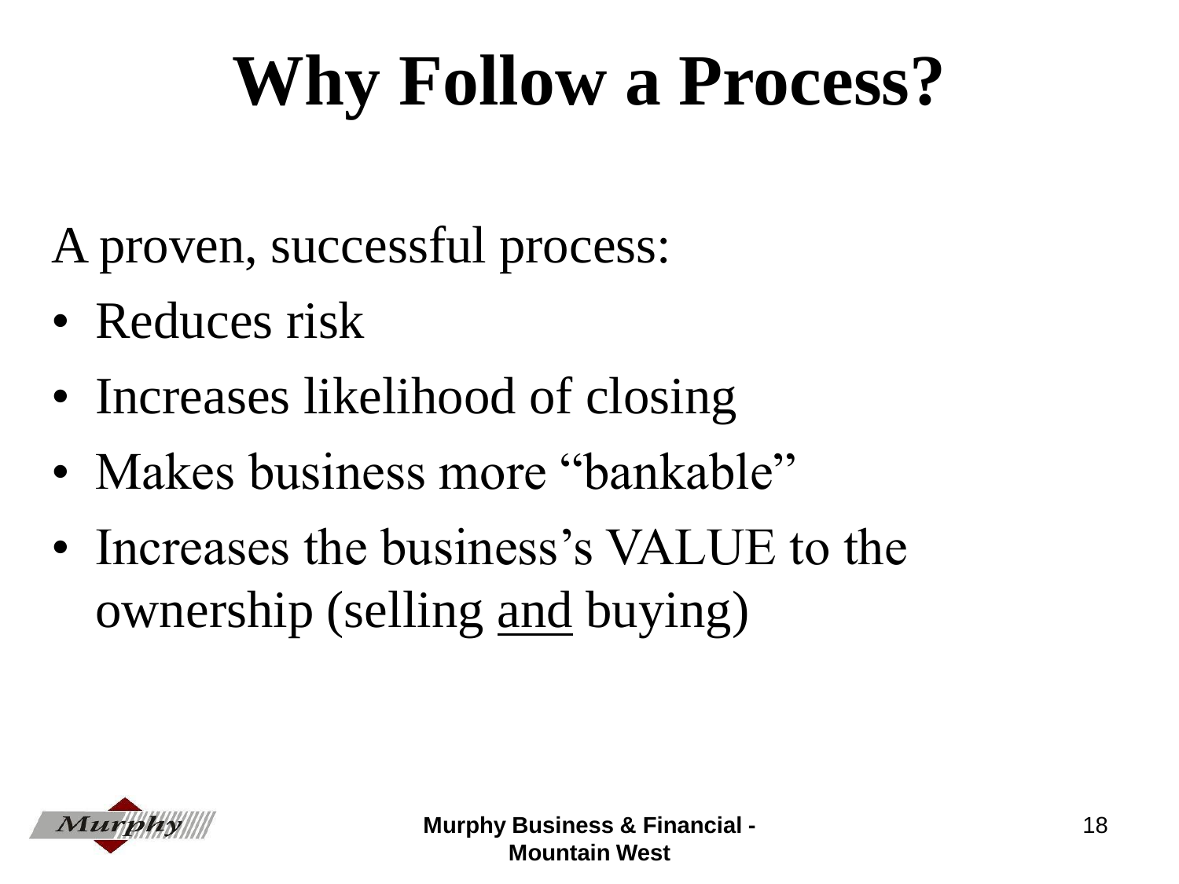# Why Follow a Process?

A proven, successful process:

- Reduces risk
- Increases likelihood of closing
- Makes business more "bankable"
- Increases the business's VALUE to the ownership (selling <u>and</u> buying)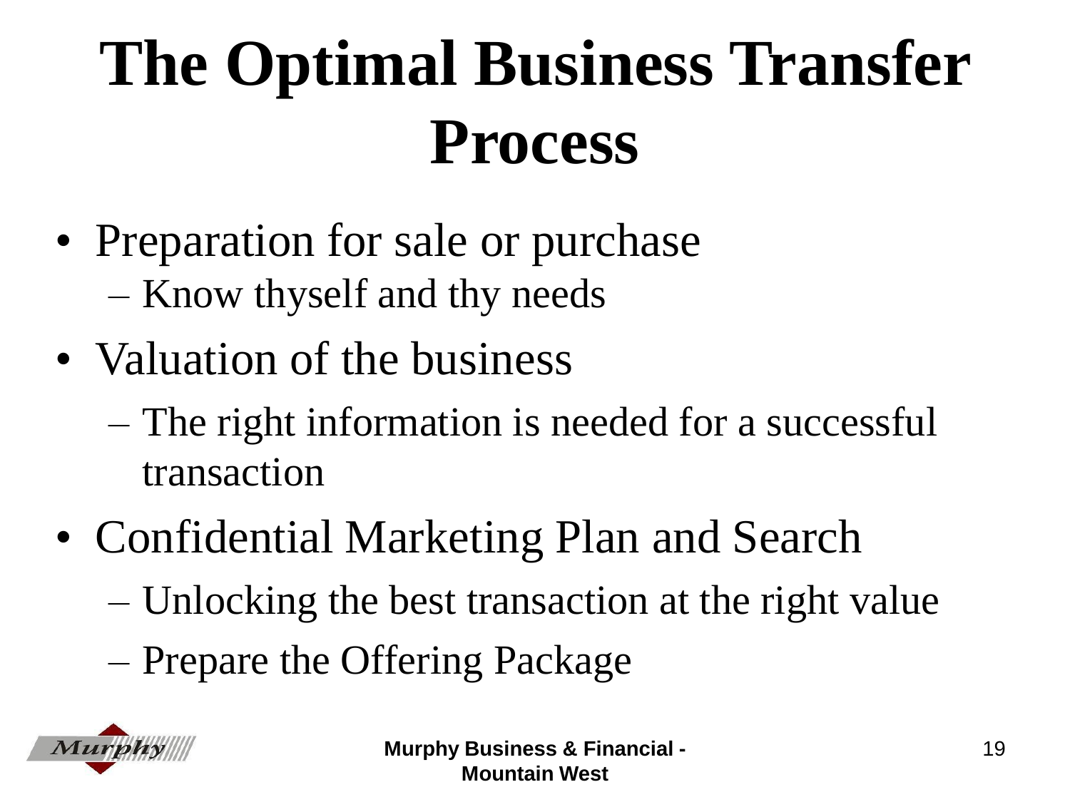# The Optimal Business Transfer Process

- Preparation for sale or purchase
  - Know thyself and thy needs
- Valuation of the business
  - The right information is needed for a successful transaction
- Confidential Marketing Plan and Search
  - Unlocking the best transaction at the right value
  - Prepare the Offering Package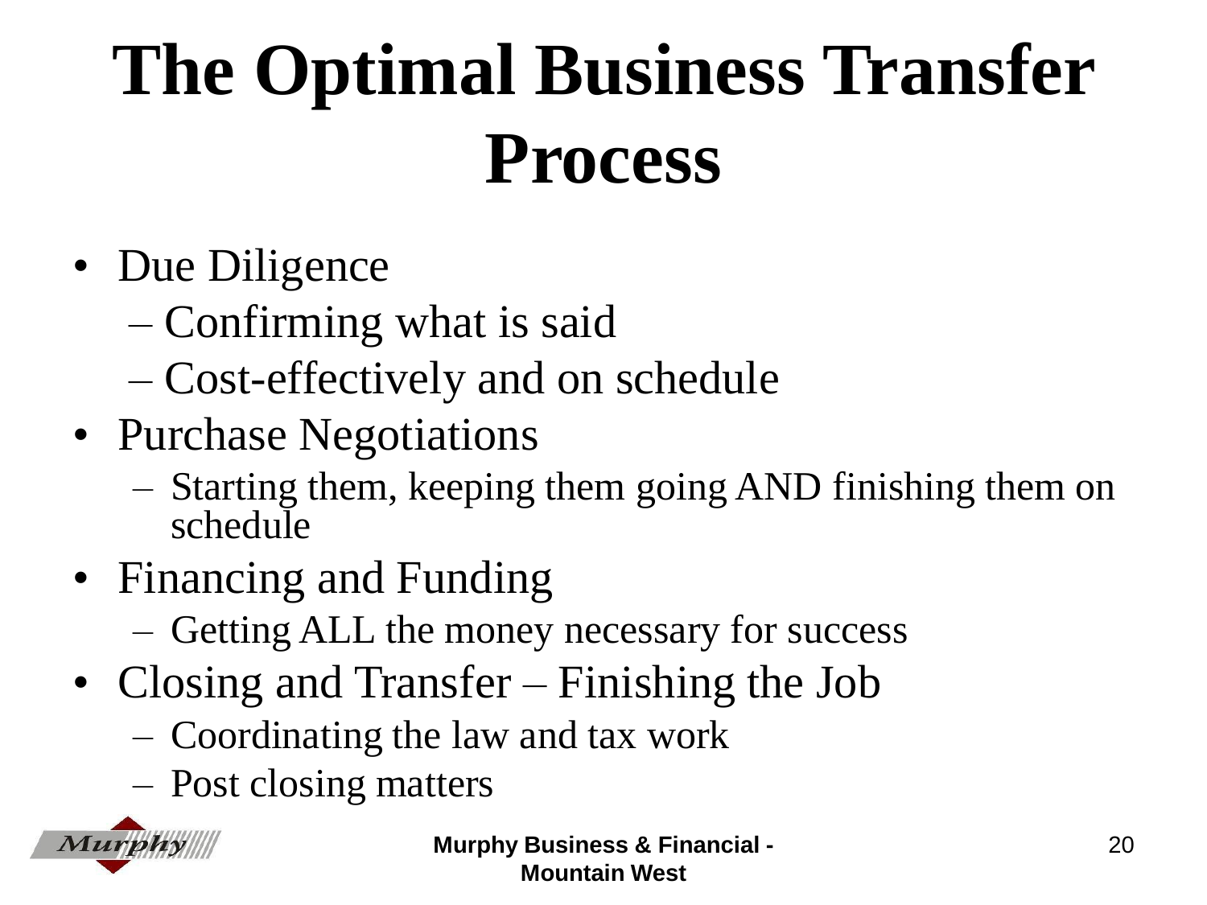# The Optimal Business Transfer Process

- Due Diligence
  - Confirming what is said
  - Cost-effectively and on schedule
- Purchase Negotiations
  - Starting them, keeping them going AND finishing them on schedule
- Financing and Funding
  - Getting ALL the money necessary for success
- Closing and Transfer – Finishing the Job
  - Coordinating the law and tax work
  - Post closing matters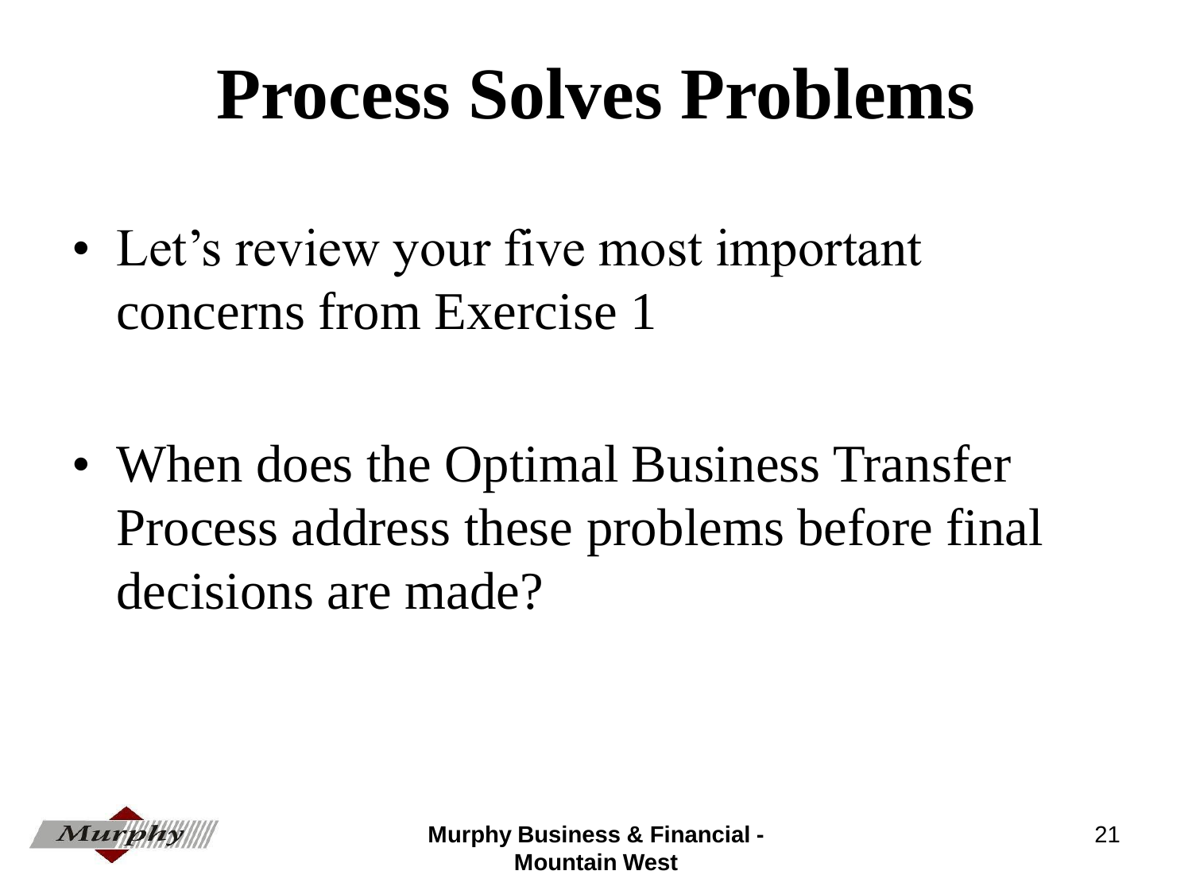# Process Solves Problems

- Let’s review your five most important concerns from Exercise 1
- When does the Optimal Business Transfer Process address these problems before final decisions are made?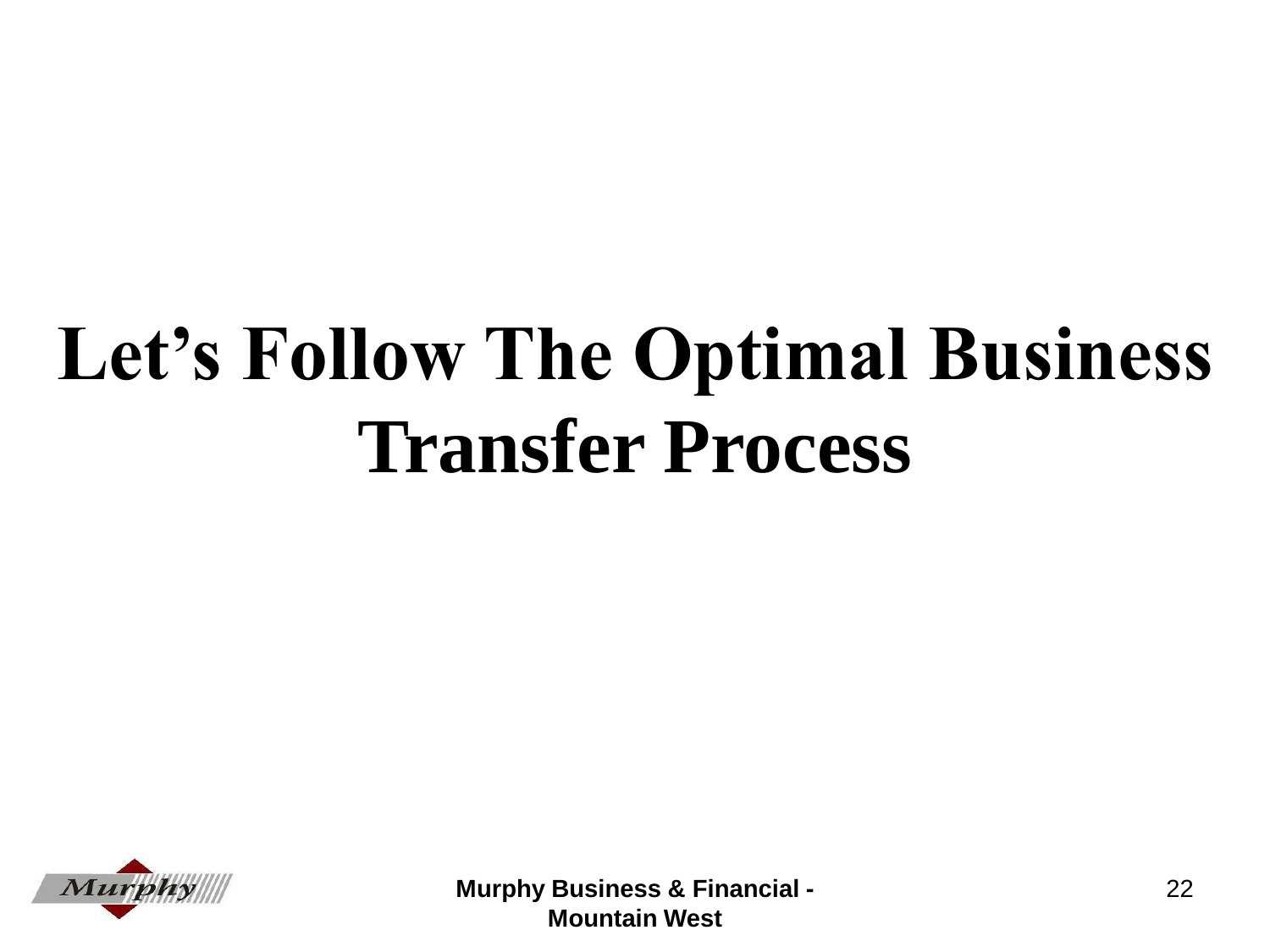# Let's Follow The Optimal Business Transfer Process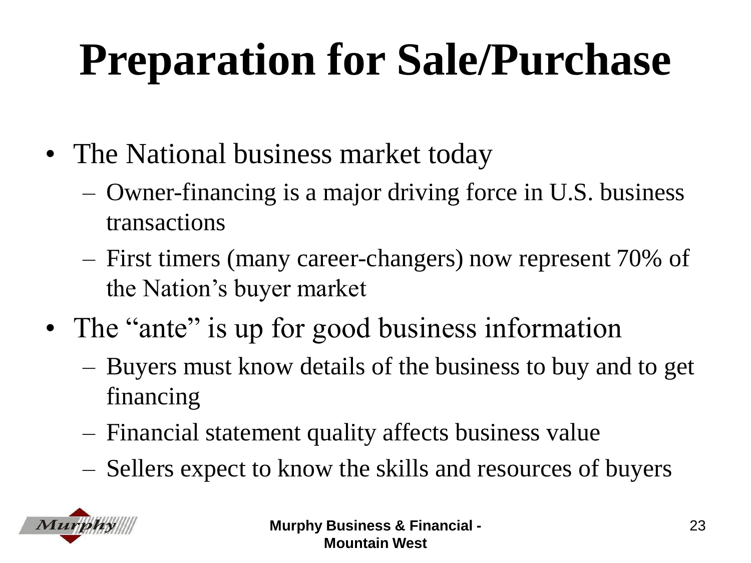# Preparation for Sale/Purchase

- The National business market today
  - Owner-financing is a major driving force in U.S. business transactions
  - First timers (many career-changers) now represent 70% of the Nation's buyer market
- The "ante" is up for good business information
  - Buyers must know details of the business to buy and to get financing
  - Financial statement quality affects business value
  - Sellers expect to know the skills and resources of buyers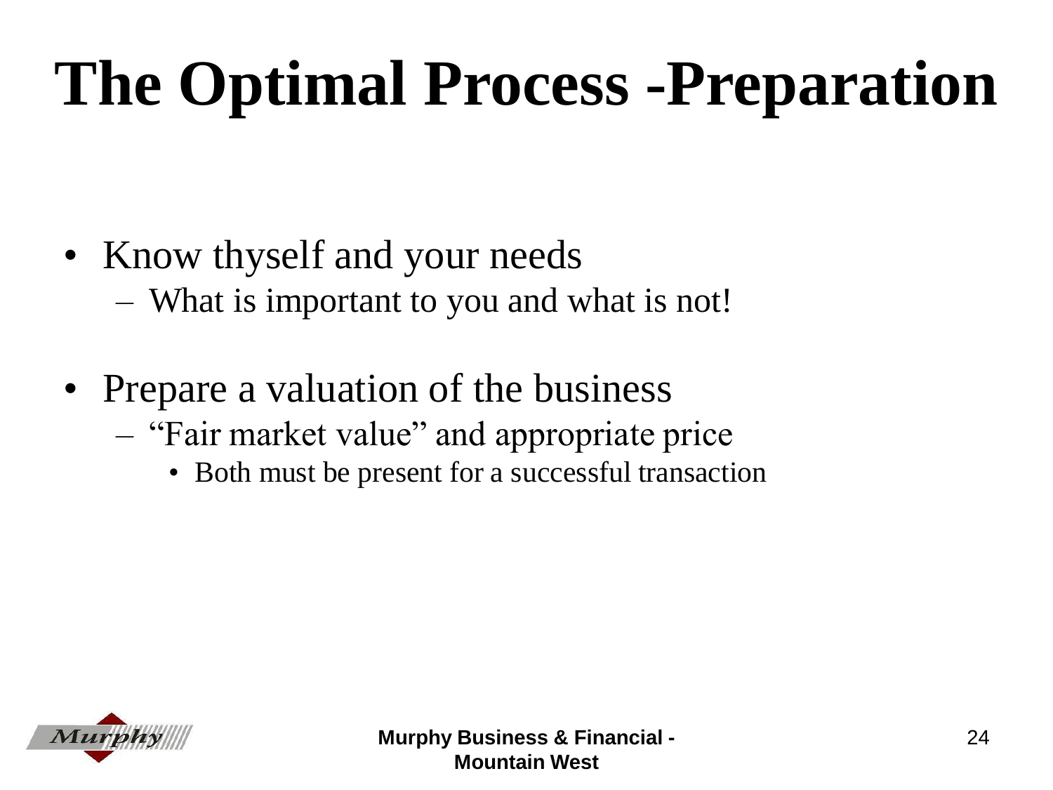# The Optimal Process -Preparation

- Know thyself and your needs
  - What is important to you and what is not!

- Prepare a valuation of the business
  - "Fair market value" and appropriate price
    - Both must be present for a successful transaction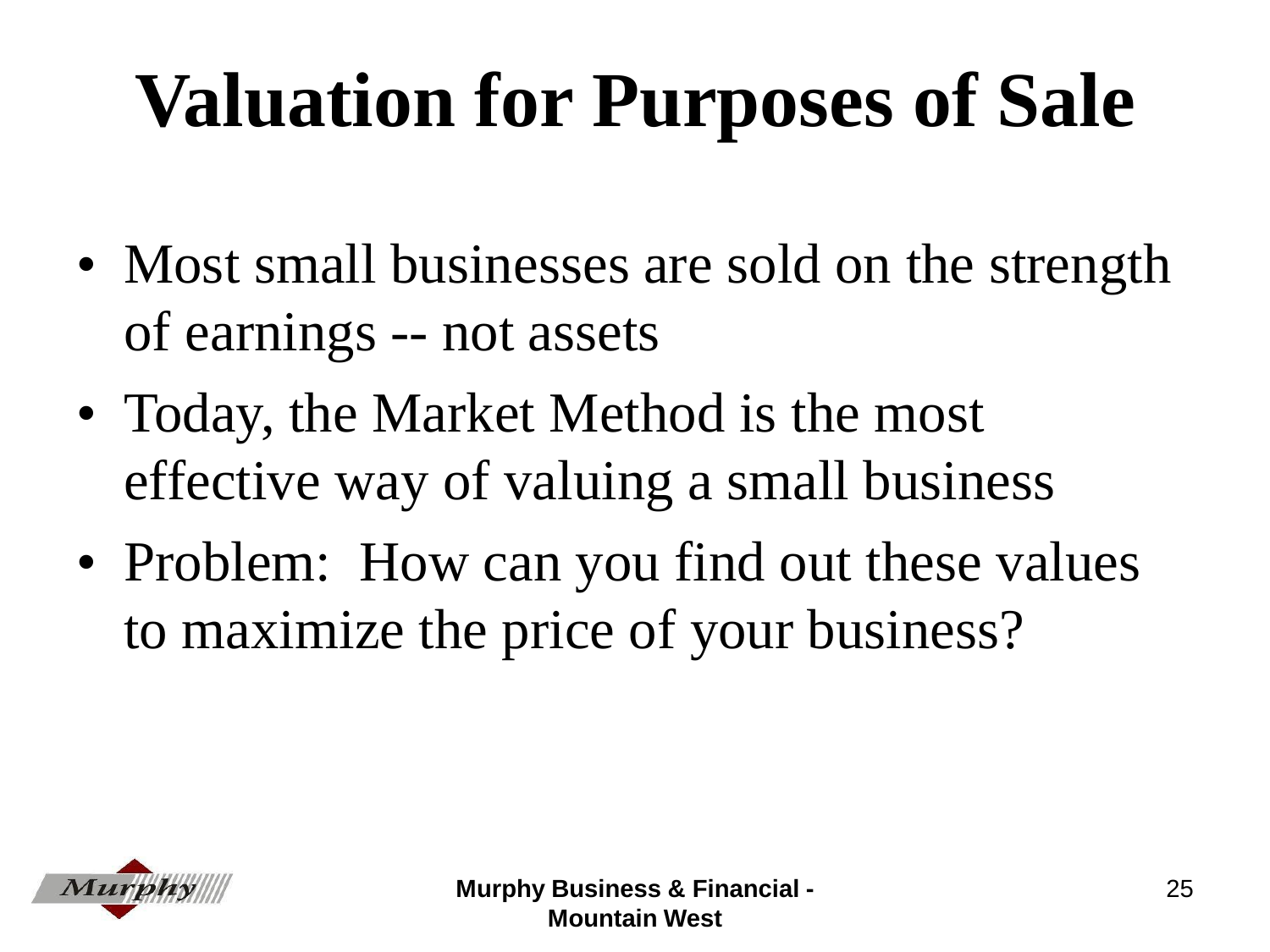# Valuation for Purposes of Sale

- Most small businesses are sold on the strength of earnings -- not assets
- Today, the Market Method is the most effective way of valuing a small business
- Problem: How can you find out these values to maximize the price of your business?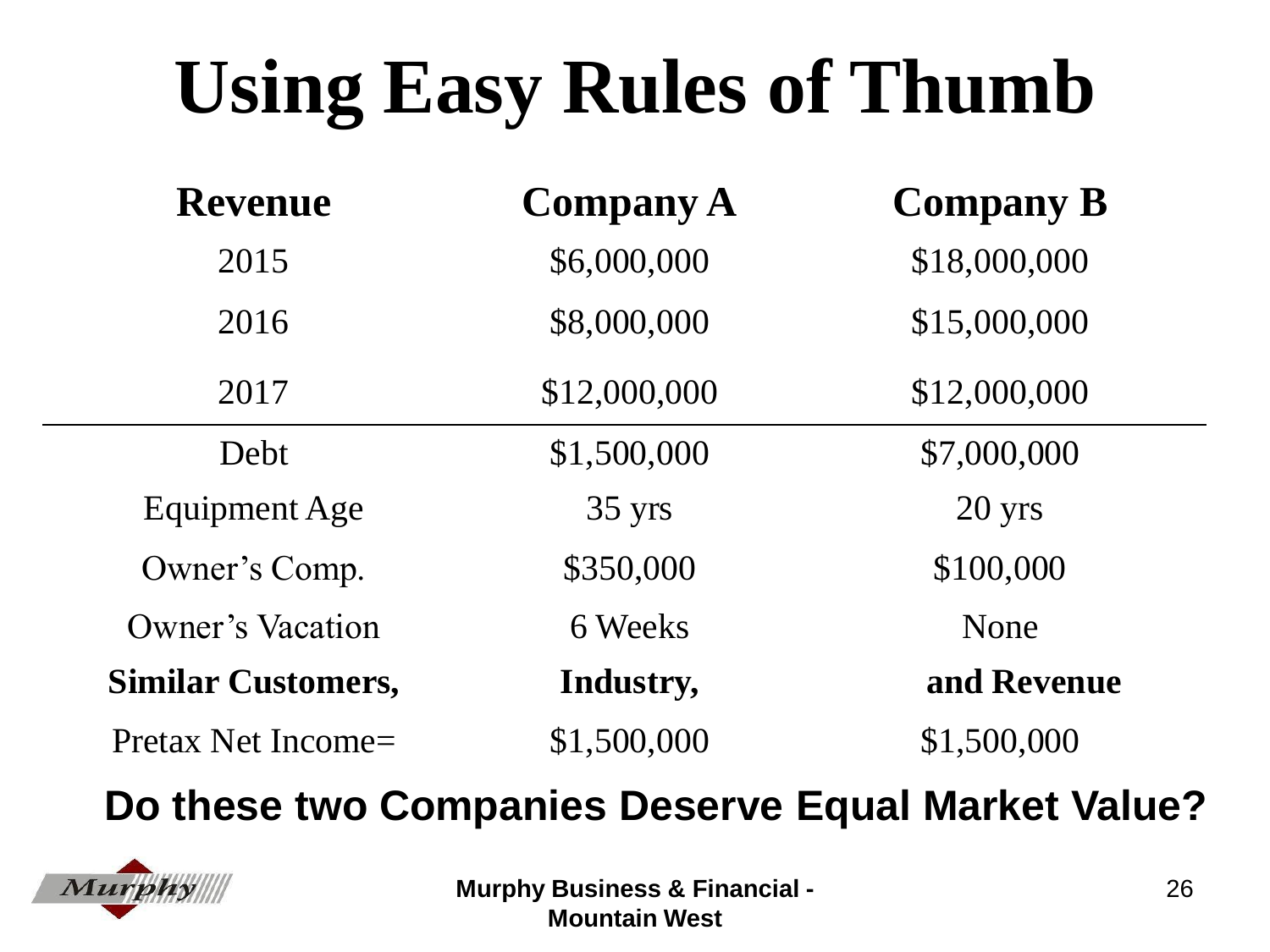# Using Easy Rules of Thumb

| Revenue | Company A | Company B |
|---|---|---|
| 2015 | $6,000,000 | $18,000,000 |
| 2016 | $8,000,000 | $15,000,000 |
| 2017 | $12,000,000 | $12,000,000 |
| Debt | $1,500,000 | $7,000,000 |
| Equipment Age | 35 yrs | 20 yrs |
| Owner's Comp. | $350,000 | $100,000 |
| Owner's Vacation | 6 Weeks | None |
| **Similar Customers,** | **Industry,** | **and Revenue** |
| Pretax Net Income= | $1,500,000 | $1,500,000 |

**Do these two Companies Deserve Equal Market Value?**

Murphy Business & Financial - Mountain West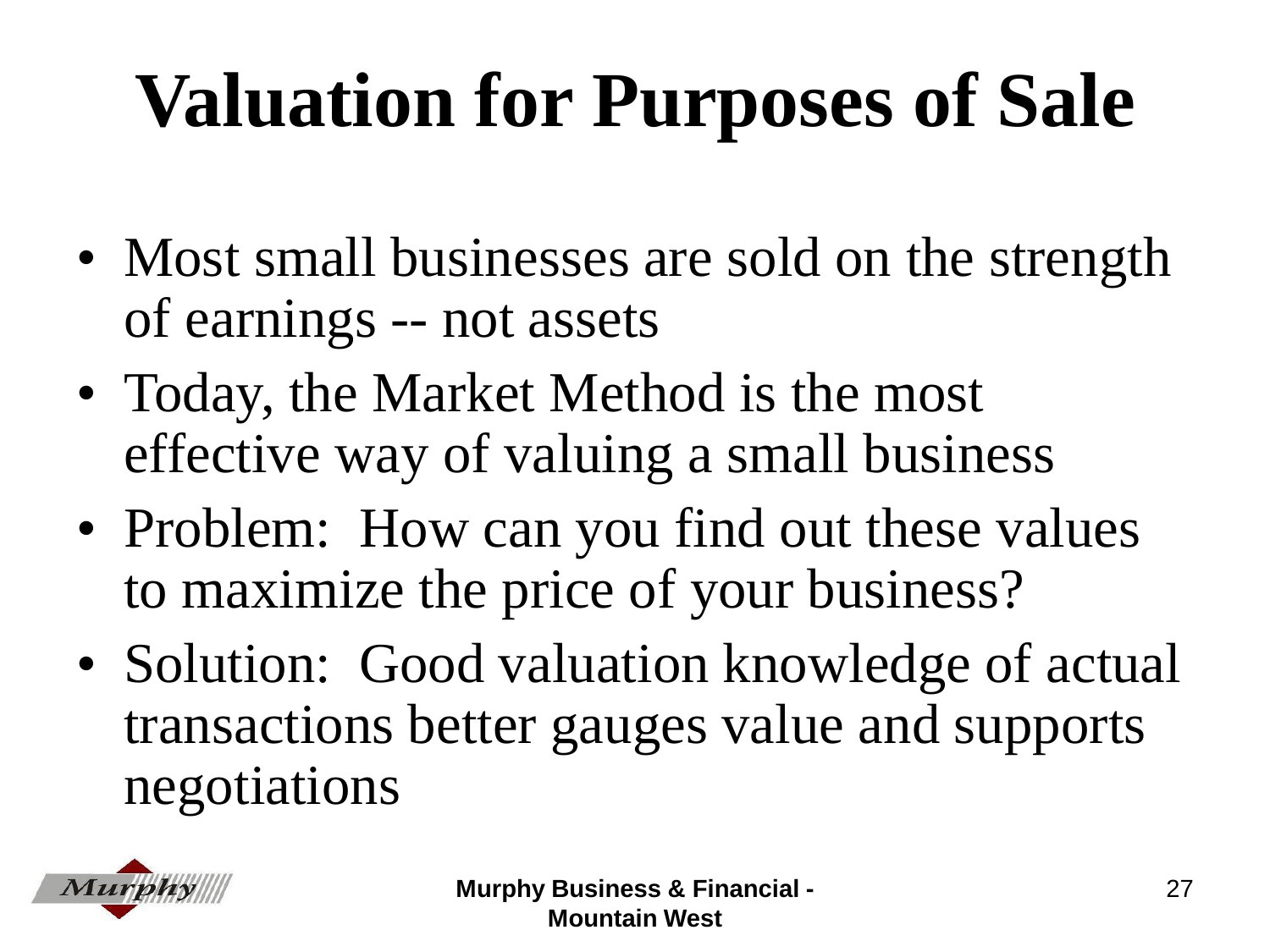# Valuation for Purposes of Sale

- Most small businesses are sold on the strength of earnings -- not assets
- Today, the Market Method is the most effective way of valuing a small business
- Problem: How can you find out these values to maximize the price of your business?
- Solution: Good valuation knowledge of actual transactions better gauges value and supports negotiations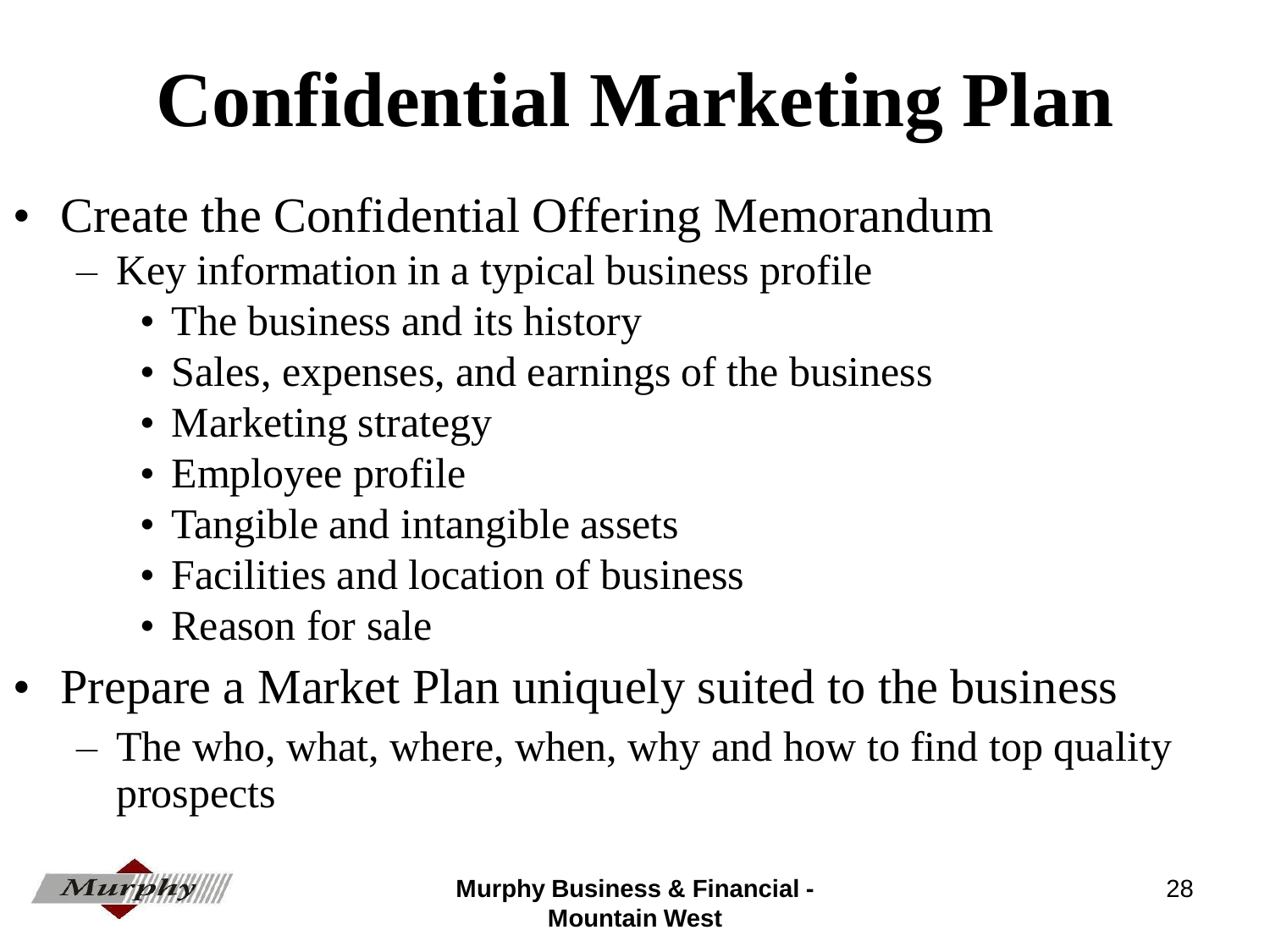# Confidential Marketing Plan

- Create the Confidential Offering Memorandum
  - Key information in a typical business profile
    - The business and its history
    - Sales, expenses, and earnings of the business
    - Marketing strategy
    - Employee profile
    - Tangible and intangible assets
    - Facilities and location of business
    - Reason for sale
- Prepare a Market Plan uniquely suited to the business
  - The who, what, where, when, why and how to find top quality prospects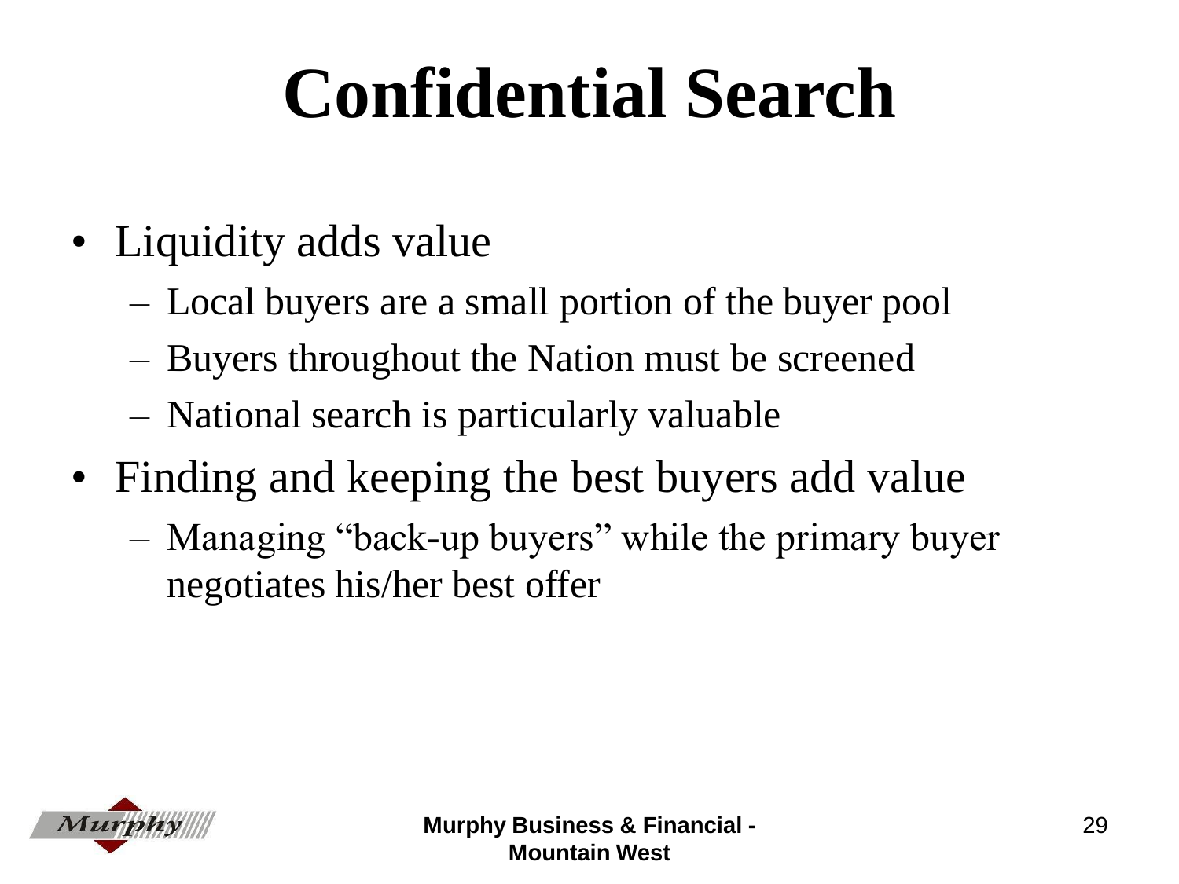# Confidential Search

- Liquidity adds value
  - Local buyers are a small portion of the buyer pool
  - Buyers throughout the Nation must be screened
  - National search is particularly valuable
- Finding and keeping the best buyers add value
  - Managing “back-up buyers” while the primary buyer negotiates his/her best offer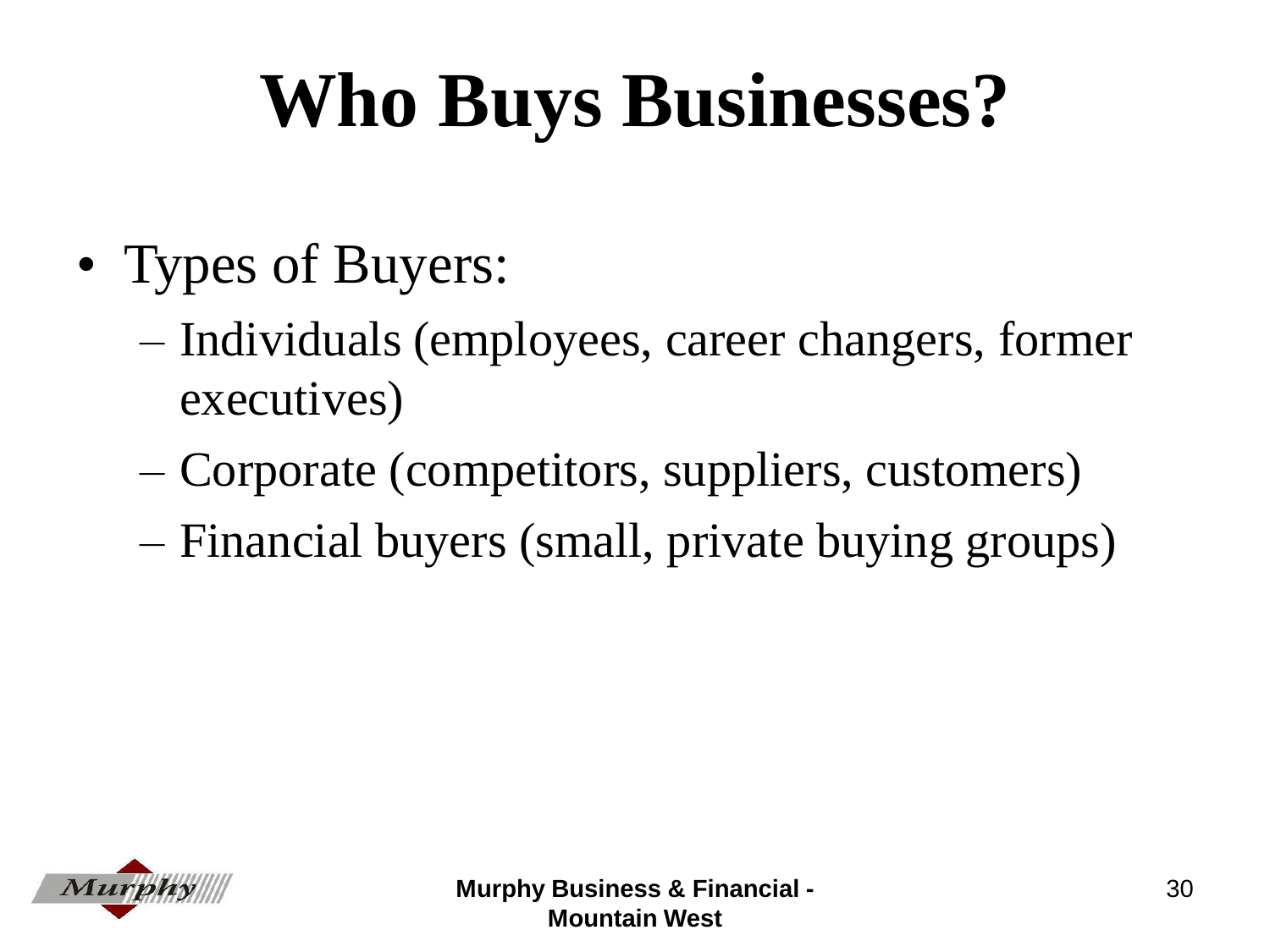# Who Buys Businesses?

- Types of Buyers:
  - Individuals (employees, career changers, former executives)
  - Corporate (competitors, suppliers, customers)
  - Financial buyers (small, private buying groups)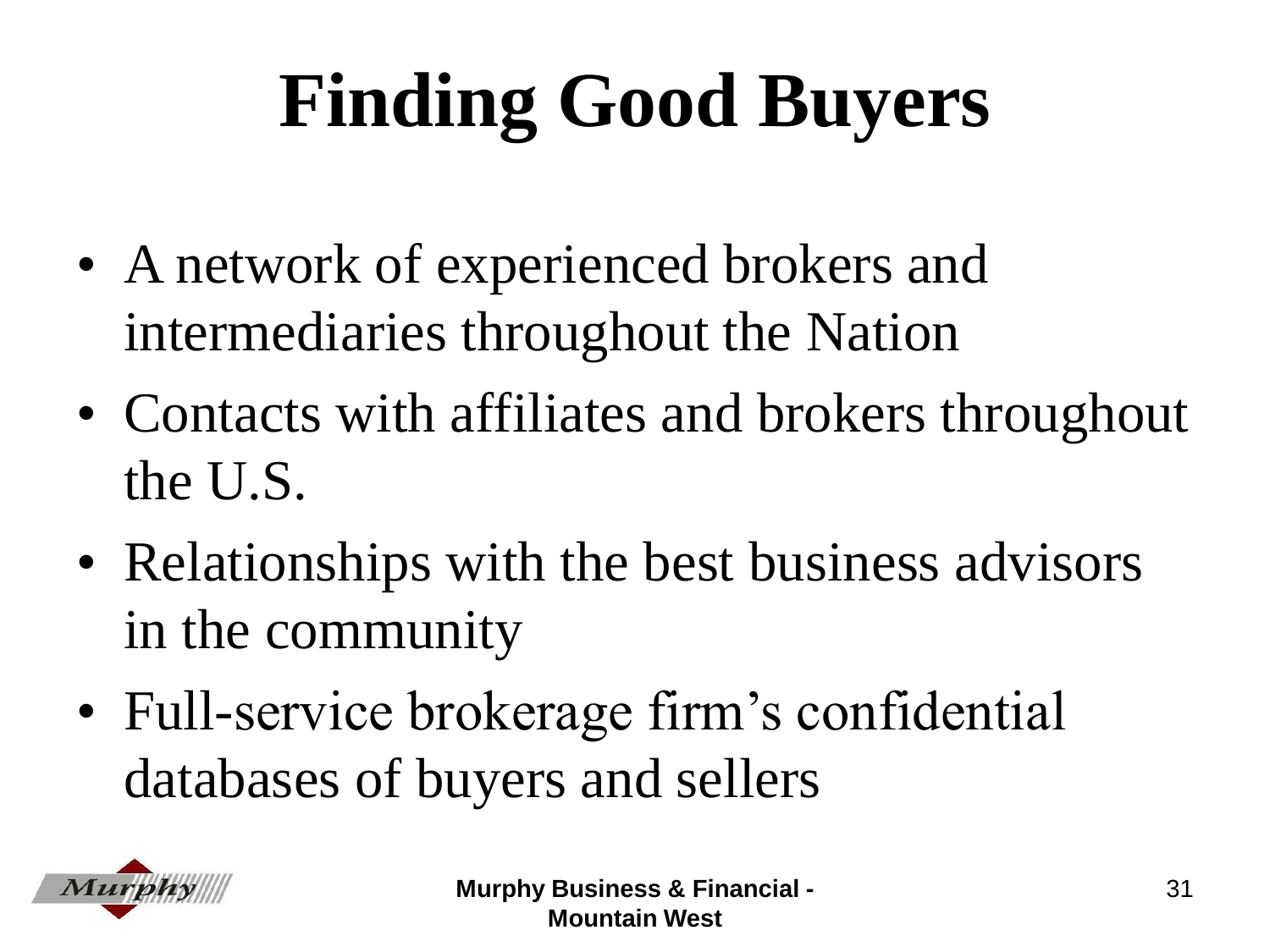# Finding Good Buyers

- A network of experienced brokers and intermediaries throughout the Nation
- Contacts with affiliates and brokers throughout the U.S.
- Relationships with the best business advisors in the community
- Full-service brokerage firm’s confidential databases of buyers and sellers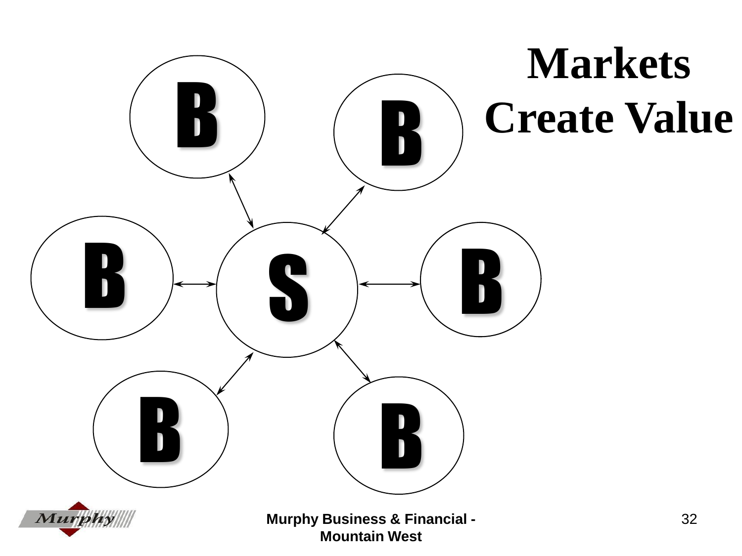# Markets Create Value

B

B

B

S

B

B

B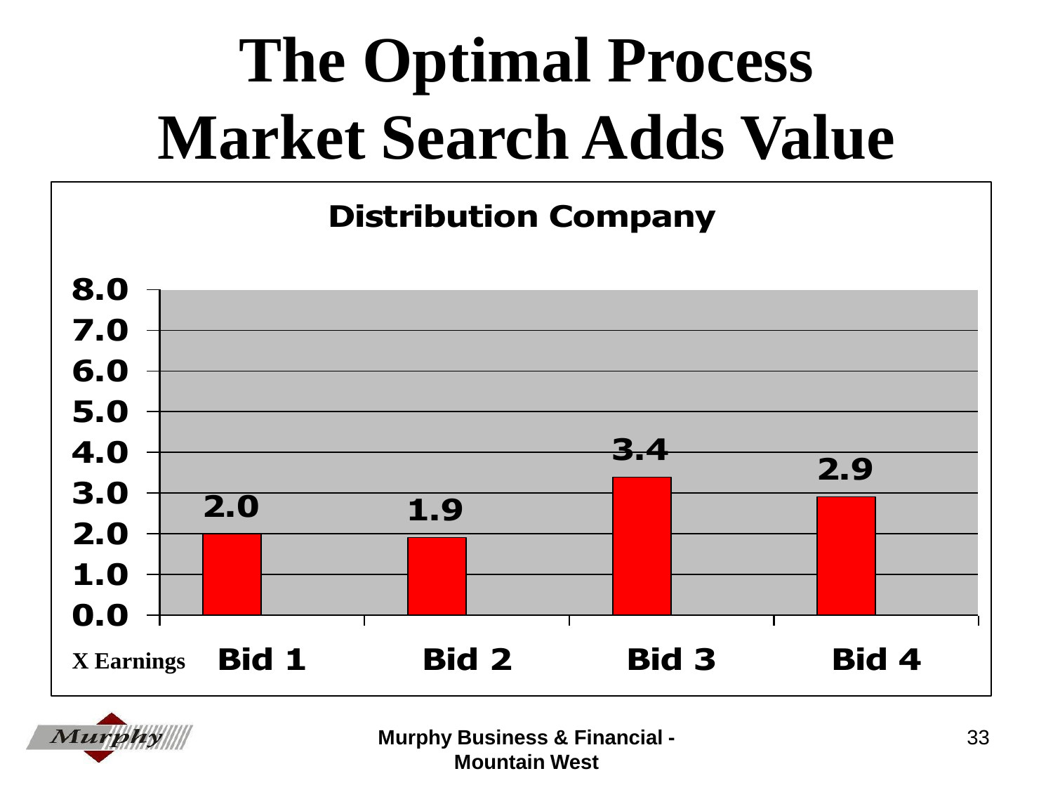# The Optimal Process
# Market Search Adds Value

**Distribution Company**

| X Earnings | Bid 1 | Bid 2 | Bid 3 | Bid 4 |
|---|---|---|---|---|
| | 2.0 | 1.9 | 3.4 | 2.9 |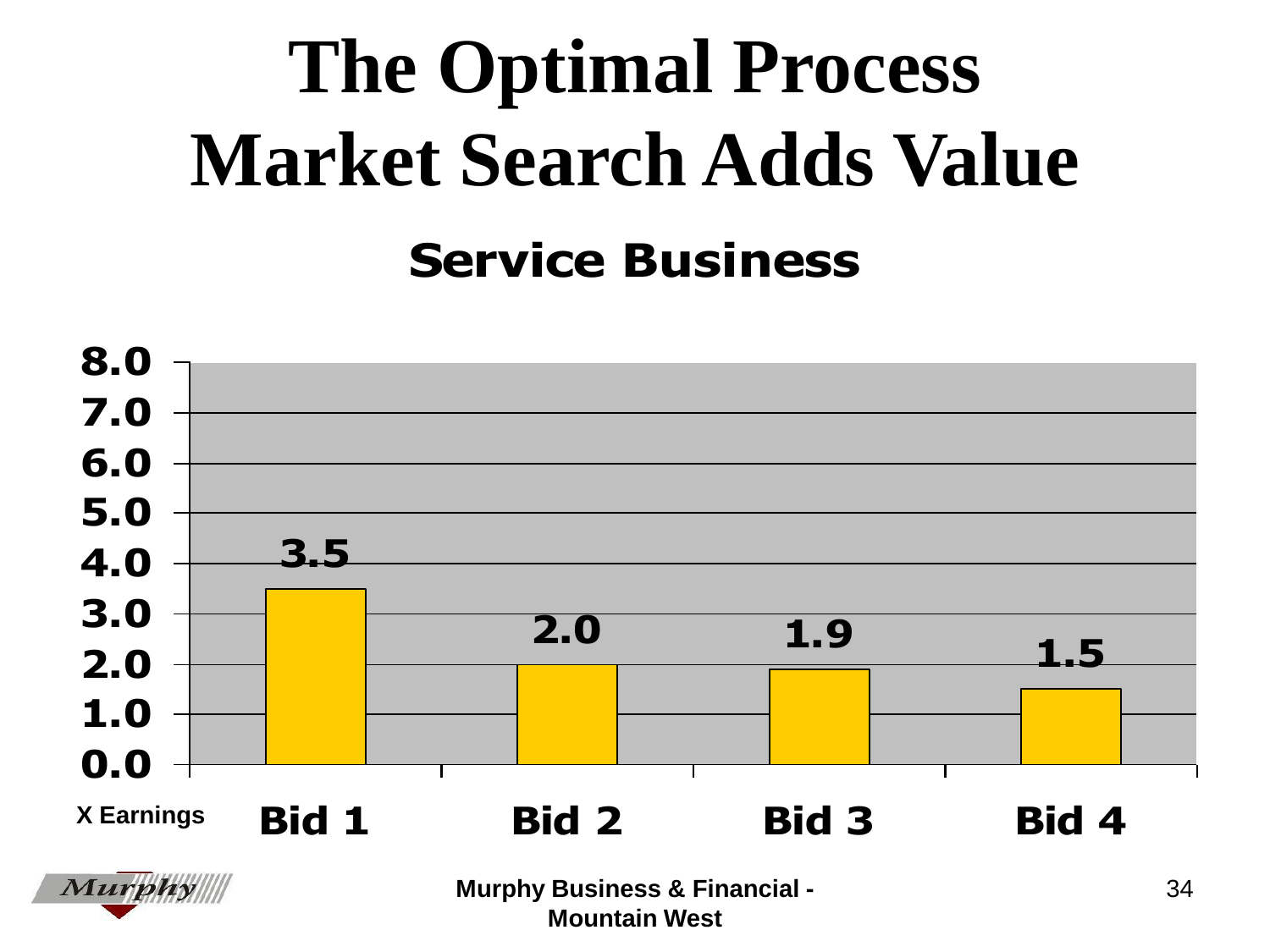# The Optimal Process
# Market Search Adds Value

## Service Business

| X Earnings | Bid 1 | Bid 2 | Bid 3 | Bid 4 |
|---|---|---|---|---|
| | 3.5 | 2.0 | 1.9 | 1.5 |

Murphy Business & Financial - Mountain West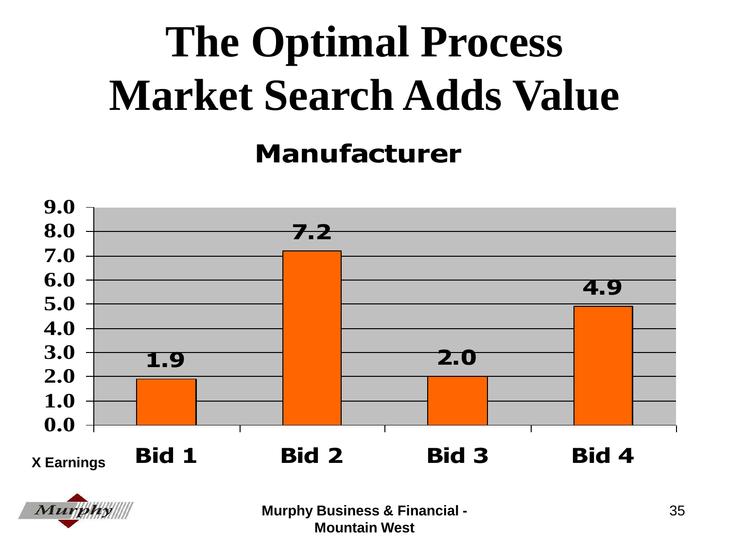# The Optimal Process
# Market Search Adds Value

**Manufacturer**

| X Earnings | Bid 1 | Bid 2 | Bid 3 | Bid 4 |
|---|---|---|---|---|
| | 1.9 | 7.2 | 2.0 | 4.9 |

Murphy Business & Financial - Mountain West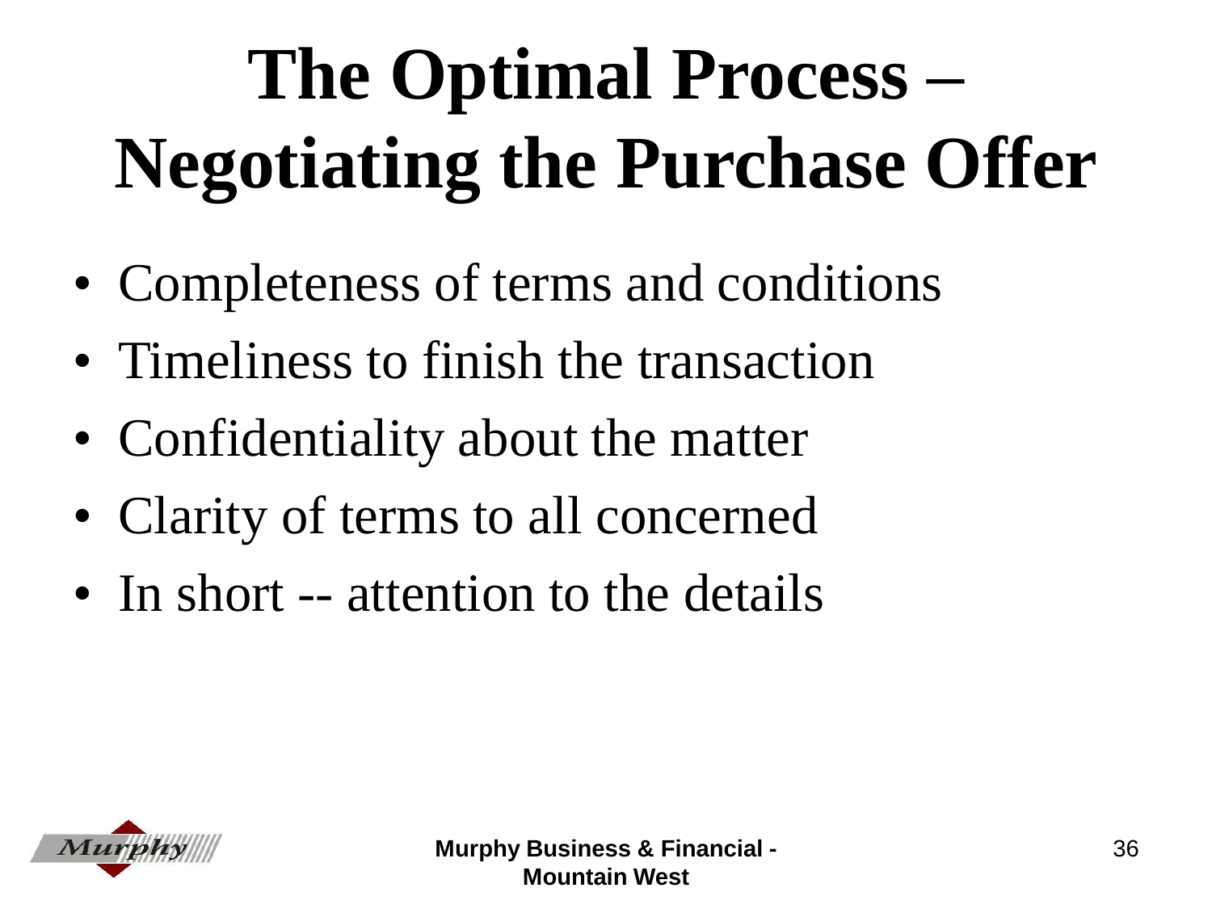# The Optimal Process – Negotiating the Purchase Offer

- Completeness of terms and conditions
- Timeliness to finish the transaction
- Confidentiality about the matter
- Clarity of terms to all concerned
- In short -- attention to the details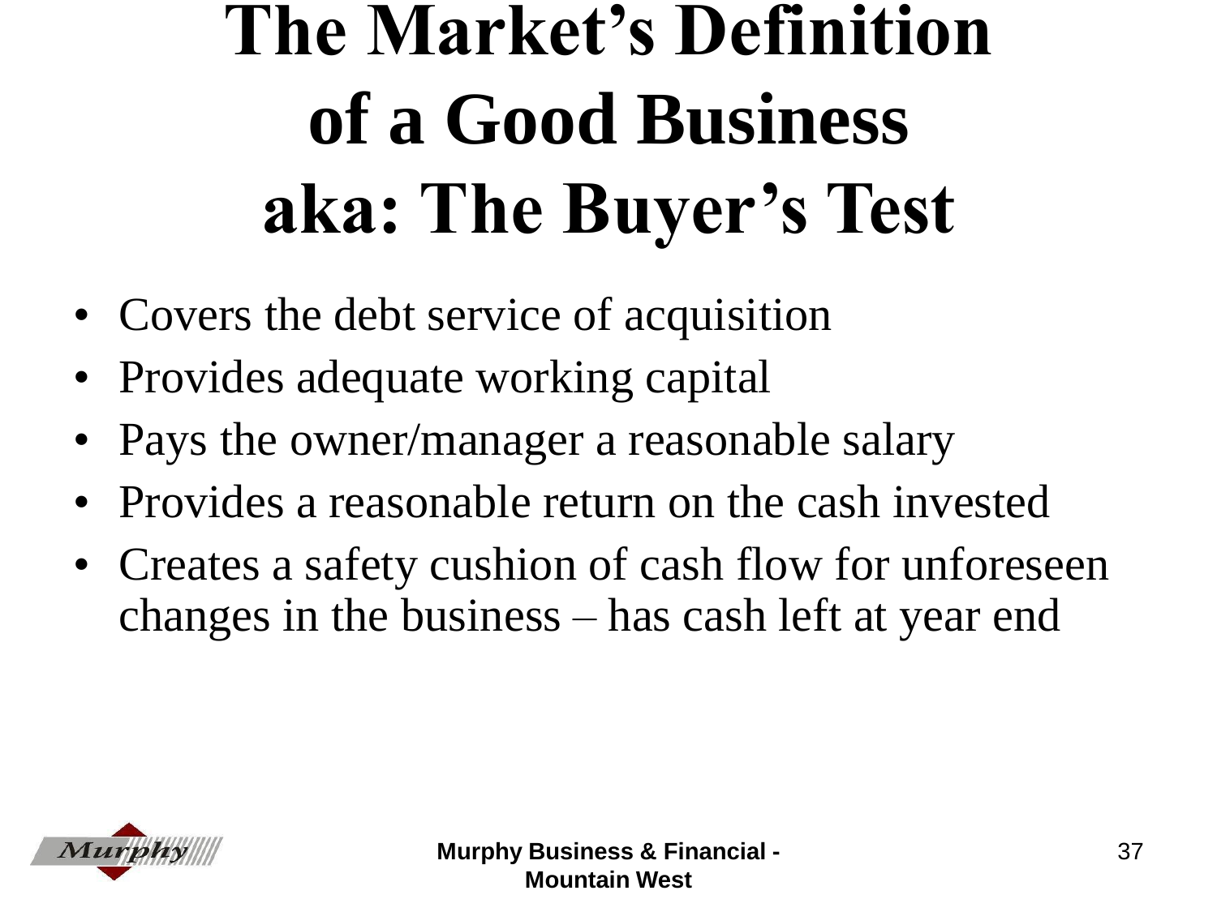# The Market's Definition of a Good Business aka: The Buyer's Test

- Covers the debt service of acquisition
- Provides adequate working capital
- Pays the owner/manager a reasonable salary
- Provides a reasonable return on the cash invested
- Creates a safety cushion of cash flow for unforeseen changes in the business – has cash left at year end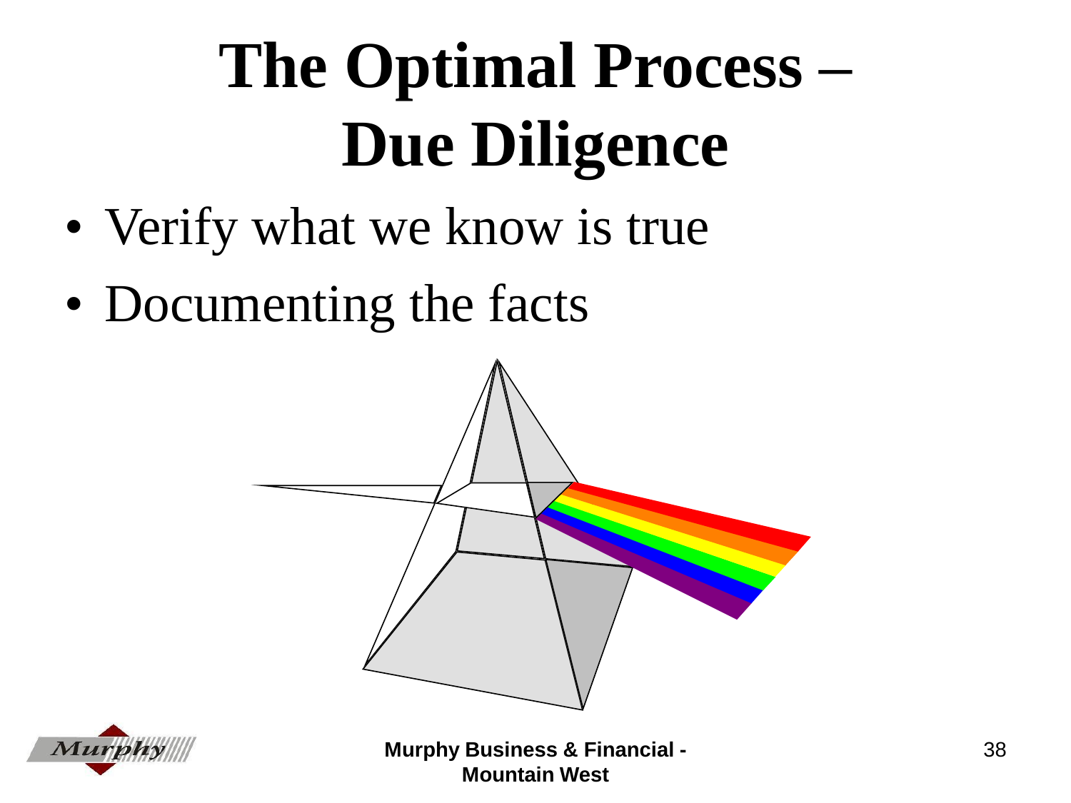# The Optimal Process – Due Diligence

- Verify what we know is true
- Documenting the facts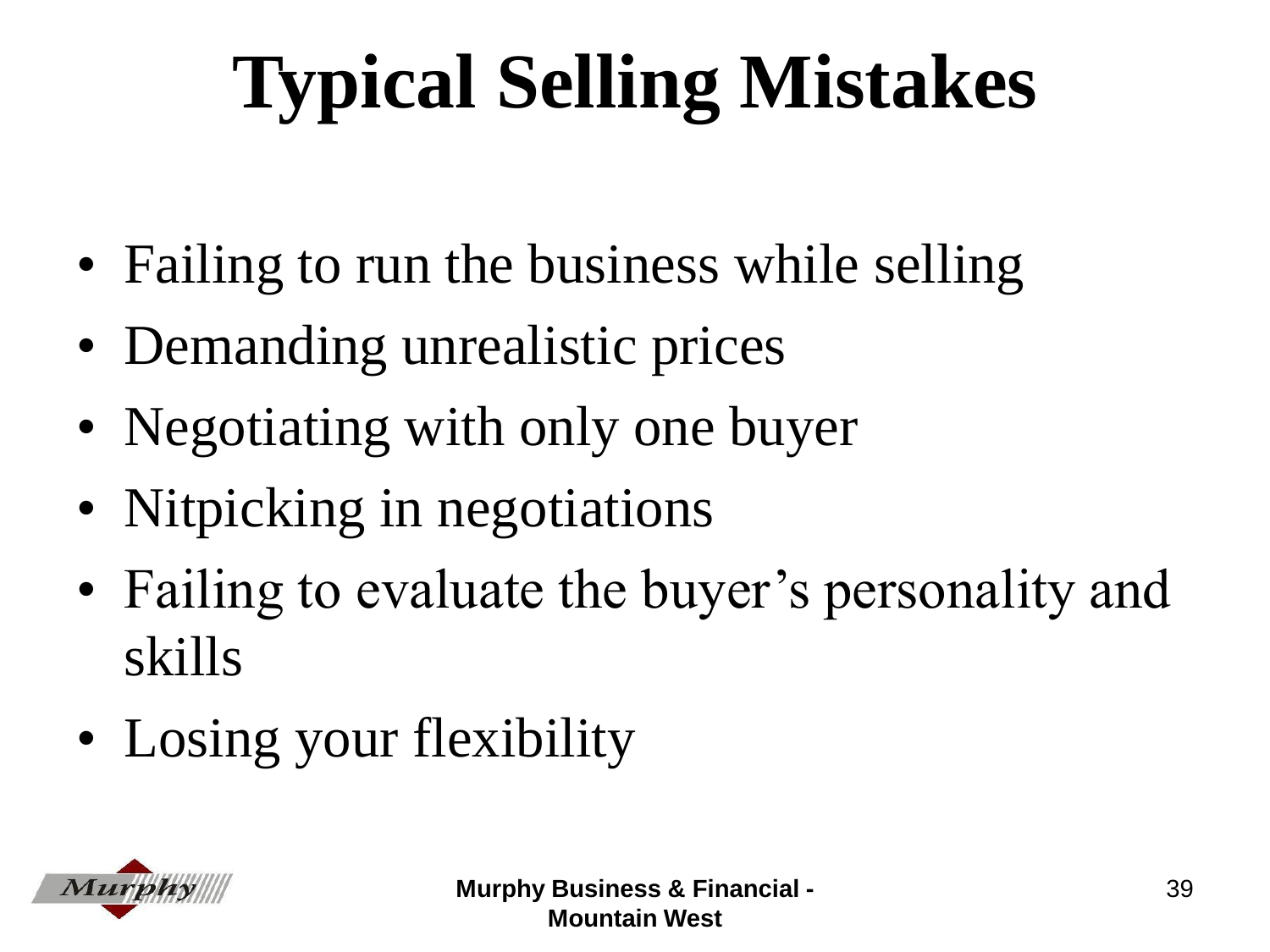# Typical Selling Mistakes

- Failing to run the business while selling
- Demanding unrealistic prices
- Negotiating with only one buyer
- Nitpicking in negotiations
- Failing to evaluate the buyer's personality and skills
- Losing your flexibility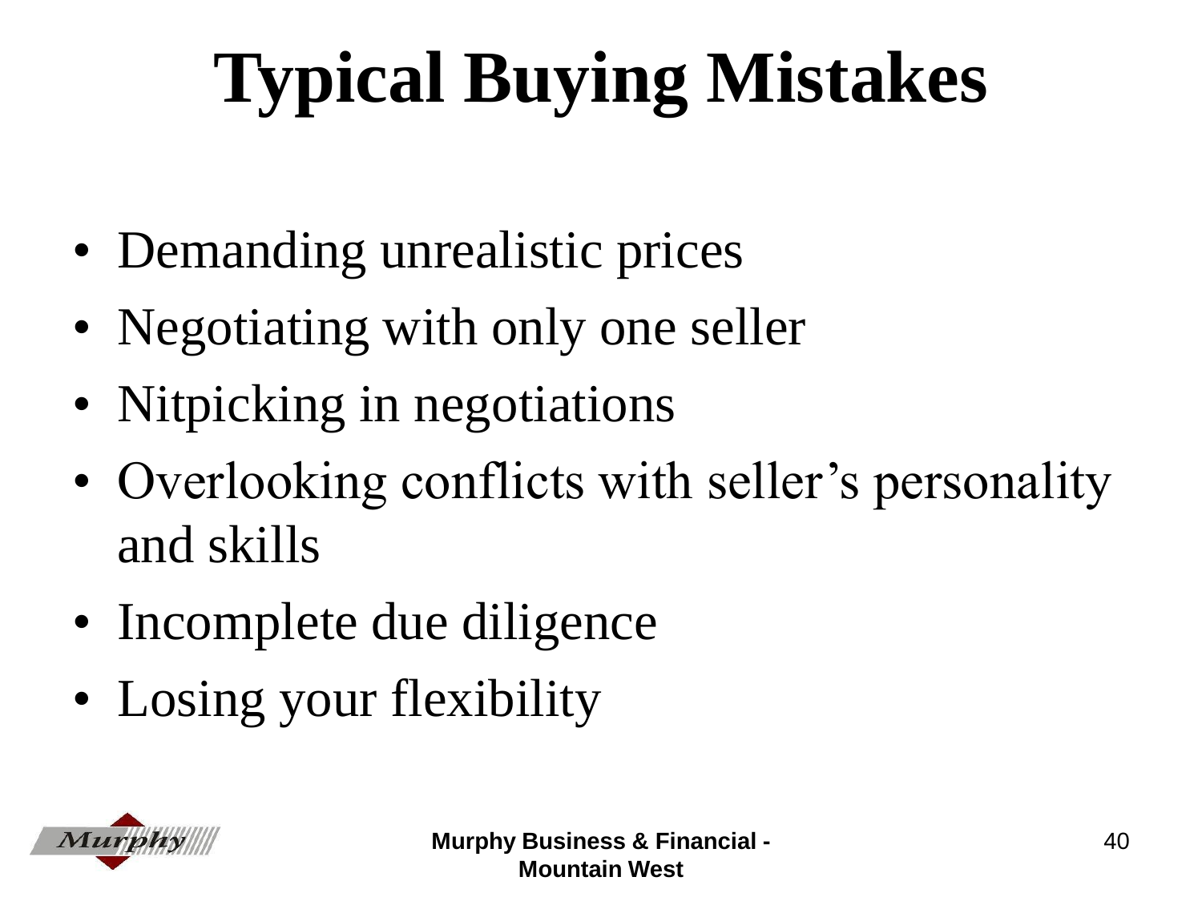# Typical Buying Mistakes

- Demanding unrealistic prices
- Negotiating with only one seller
- Nitpicking in negotiations
- Overlooking conflicts with seller's personality and skills
- Incomplete due diligence
- Losing your flexibility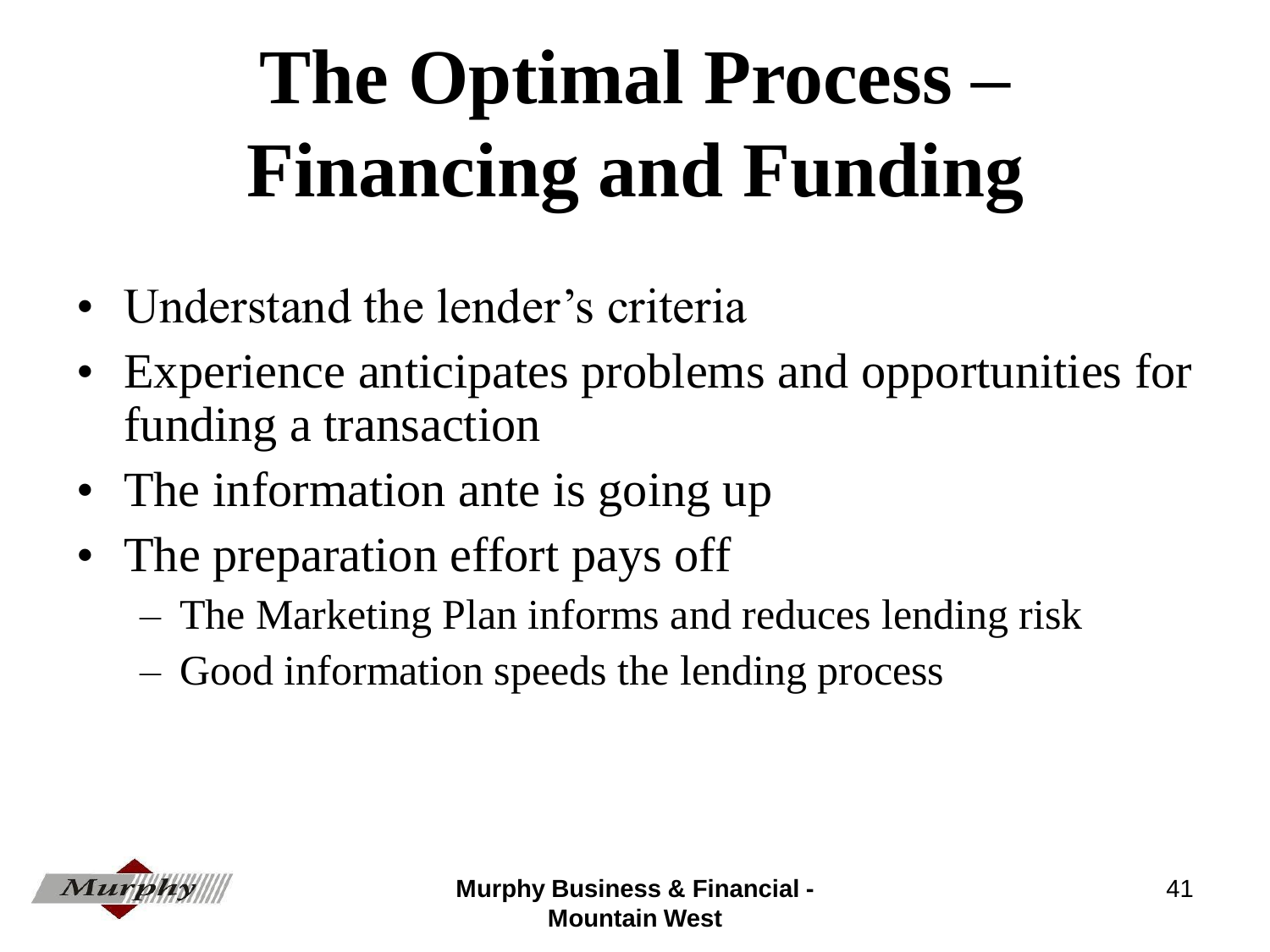# The Optimal Process – Financing and Funding

- Understand the lender's criteria
- Experience anticipates problems and opportunities for funding a transaction
- The information ante is going up
- The preparation effort pays off
  - The Marketing Plan informs and reduces lending risk
  - Good information speeds the lending process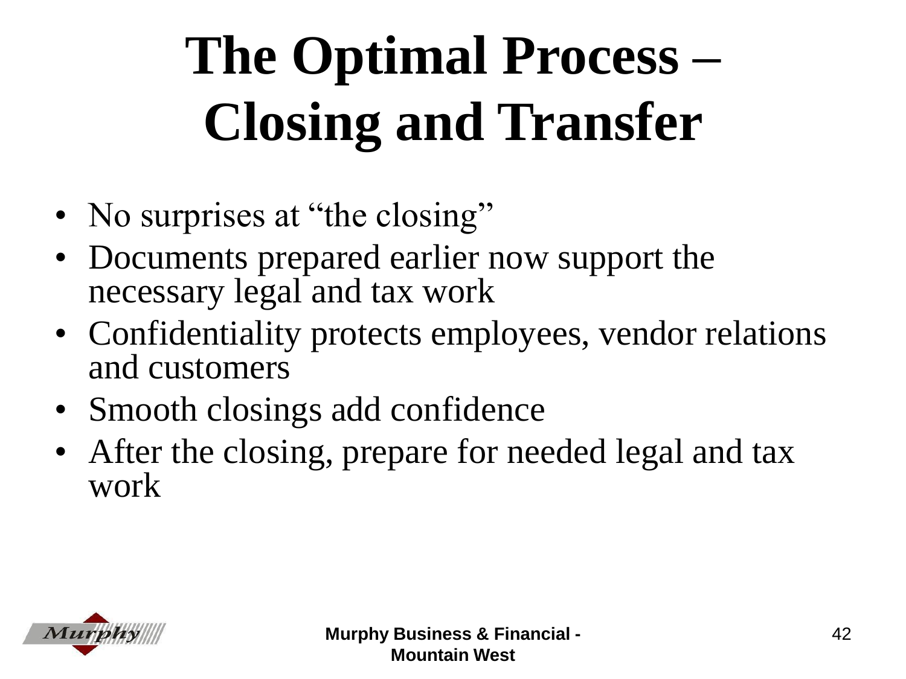# The Optimal Process – Closing and Transfer

- No surprises at "the closing"
- Documents prepared earlier now support the necessary legal and tax work
- Confidentiality protects employees, vendor relations and customers
- Smooth closings add confidence
- After the closing, prepare for needed legal and tax work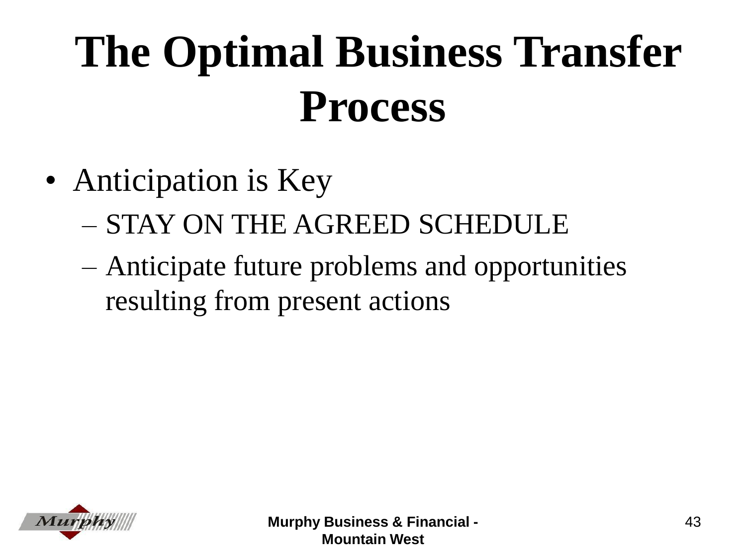# The Optimal Business Transfer Process

- Anticipation is Key
  - STAY ON THE AGREED SCHEDULE
  - Anticipate future problems and opportunities resulting from present actions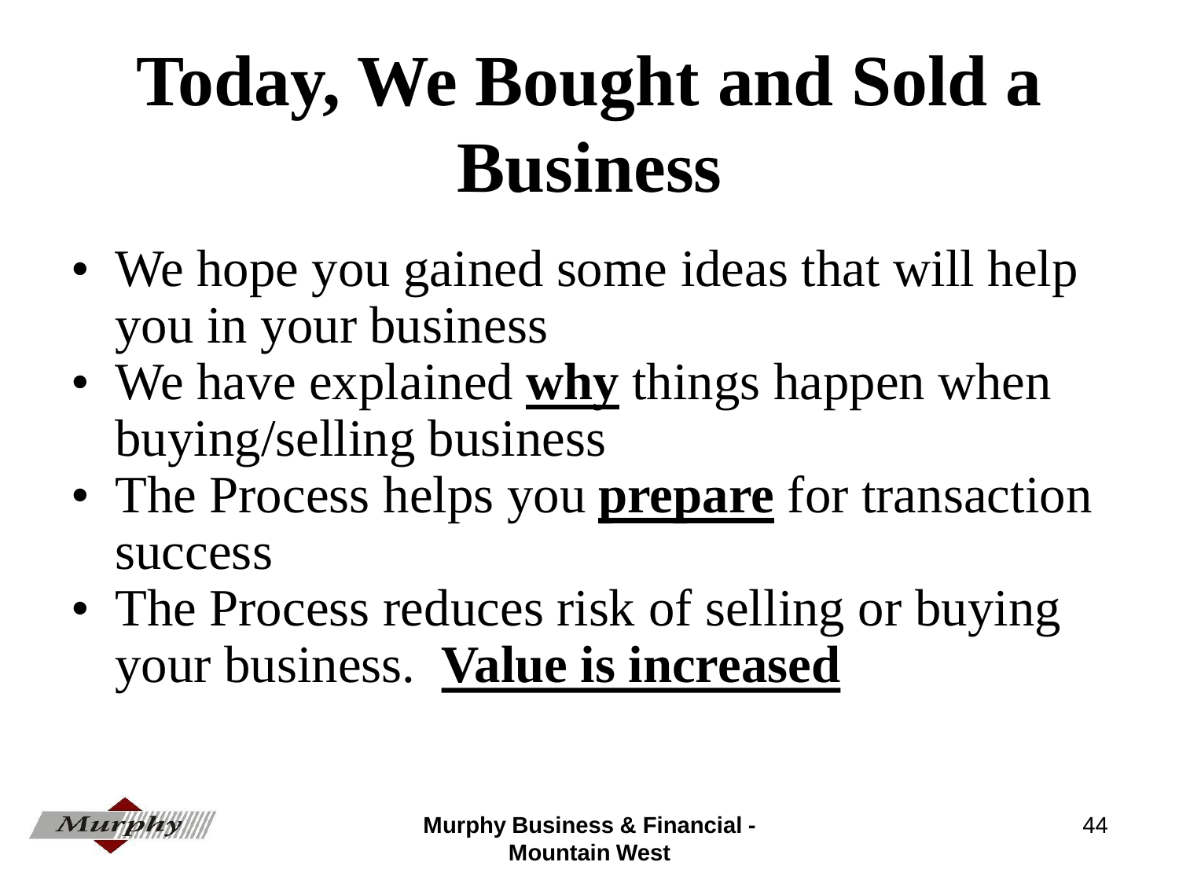# Today, We Bought and Sold a Business

- We hope you gained some ideas that will help you in your business
- We have explained **<u>why</u>** things happen when buying/selling business
- The Process helps you **<u>prepare</u>** for transaction success
- The Process reduces risk of selling or buying your business. **<u>Value is increased</u>**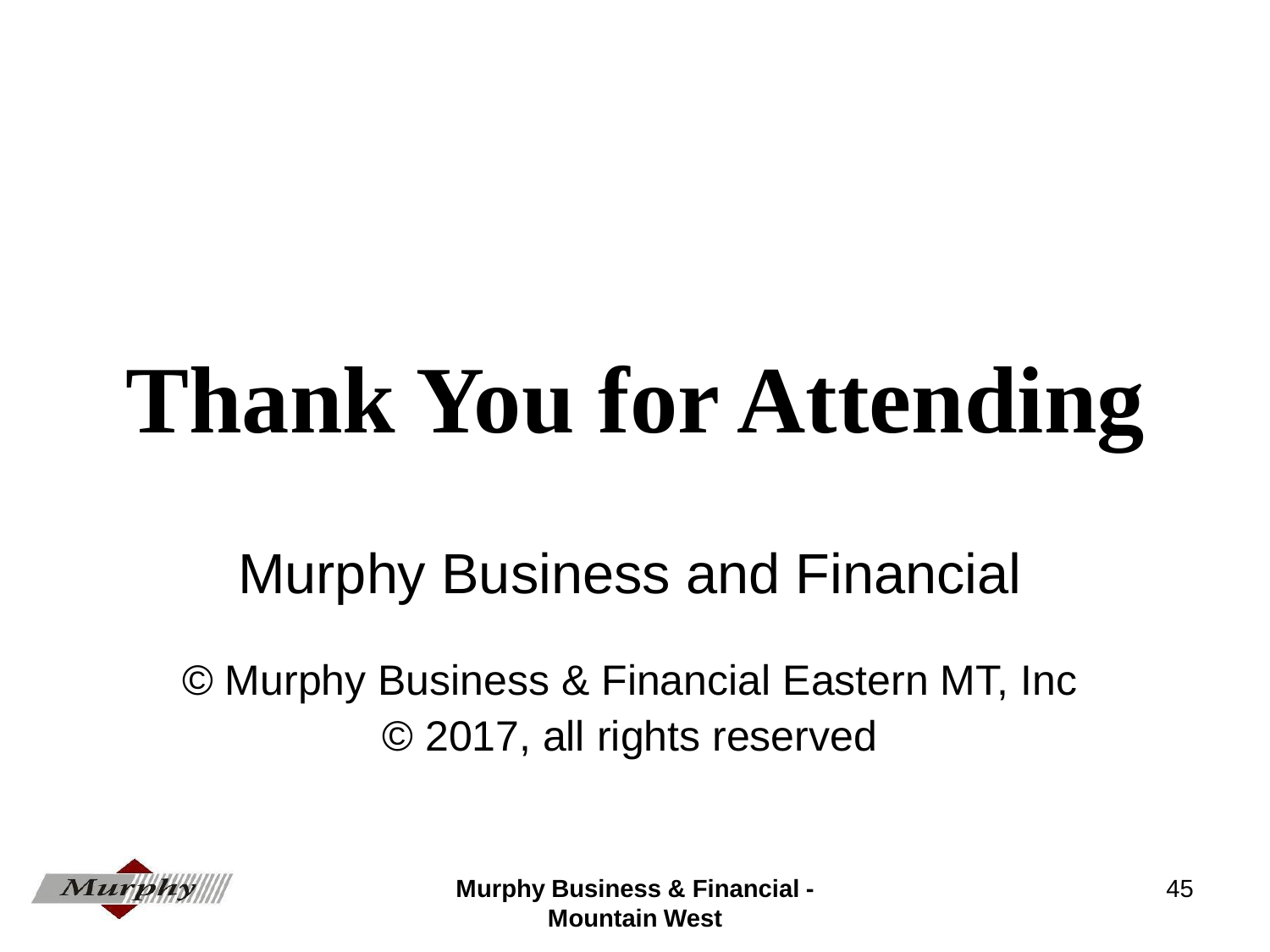# Thank You for Attending

Murphy Business and Financial

© Murphy Business & Financial Eastern MT, Inc

© 2017, all rights reserved